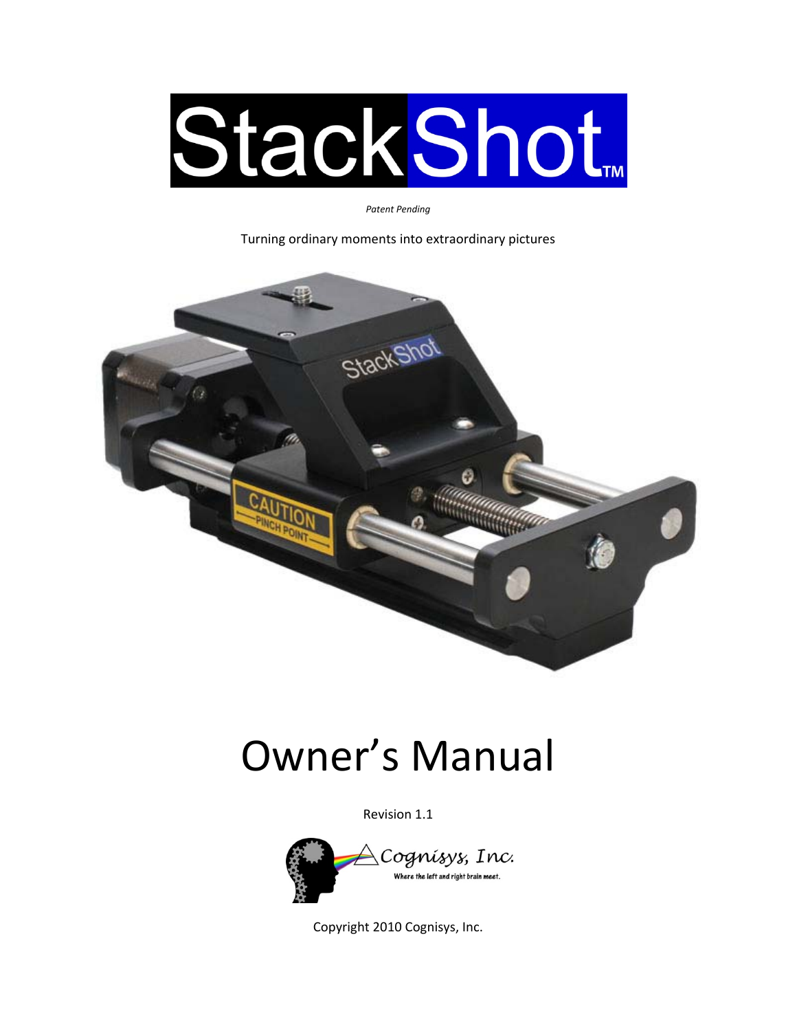# StackShot™

*Patent Pending*

Turning ordinary moments into extraordinary pictures

# Owner's Manual

Revision 1.1

Cognisys, Inc.
Where the left and right brain meet.

Copyright 2010 Cognisys, Inc.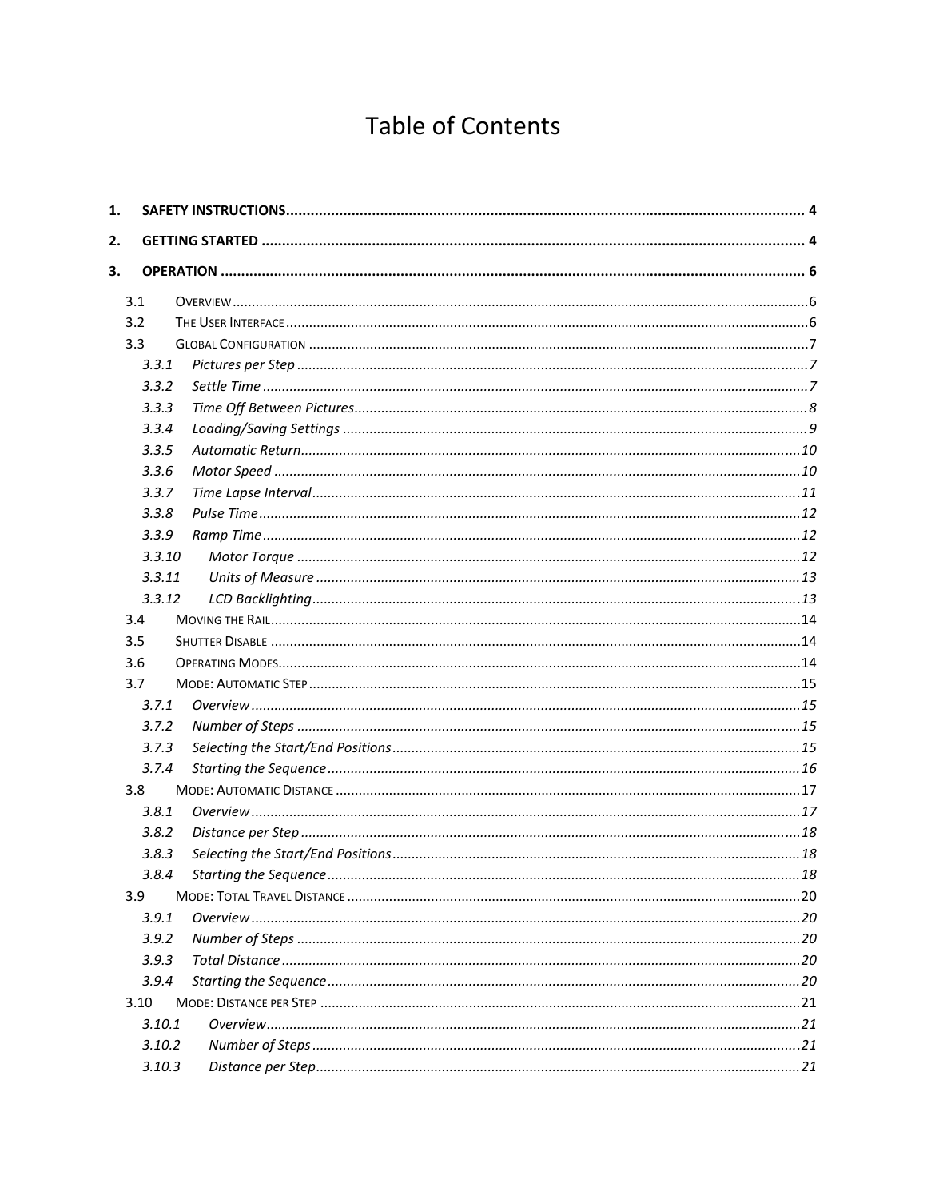# Table of Contents

**1. SAFETY INSTRUCTIONS** .......... 4

**2. GETTING STARTED** .......... 4

**3. OPERATION** .......... 6

- 3.1 OVERVIEW .......... 6
- 3.2 THE USER INTERFACE .......... 6
- 3.3 GLOBAL CONFIGURATION .......... 7
  - *3.3.1 Pictures per Step* .......... 7
  - *3.3.2 Settle Time* .......... 7
  - *3.3.3 Time Off Between Pictures* .......... 8
  - *3.3.4 Loading/Saving Settings* .......... 9
  - *3.3.5 Automatic Return* .......... 10
  - *3.3.6 Motor Speed* .......... 10
  - *3.3.7 Time Lapse Interval* .......... 11
  - *3.3.8 Pulse Time* .......... 12
  - *3.3.9 Ramp Time* .......... 12
  - *3.3.10 Motor Torque* .......... 12
  - *3.3.11 Units of Measure* .......... 13
  - *3.3.12 LCD Backlighting* .......... 13
- 3.4 MOVING THE RAIL .......... 14
- 3.5 SHUTTER DISABLE .......... 14
- 3.6 OPERATING MODES .......... 14
- 3.7 MODE: AUTOMATIC STEP .......... 15
  - *3.7.1 Overview* .......... 15
  - *3.7.2 Number of Steps* .......... 15
  - *3.7.3 Selecting the Start/End Positions* .......... 15
  - *3.7.4 Starting the Sequence* .......... 16
- 3.8 MODE: AUTOMATIC DISTANCE .......... 17
  - *3.8.1 Overview* .......... 17
  - *3.8.2 Distance per Step* .......... 18
  - *3.8.3 Selecting the Start/End Positions* .......... 18
  - *3.8.4 Starting the Sequence* .......... 18
- 3.9 MODE: TOTAL TRAVEL DISTANCE .......... 20
  - *3.9.1 Overview* .......... 20
  - *3.9.2 Number of Steps* .......... 20
  - *3.9.3 Total Distance* .......... 20
  - *3.9.4 Starting the Sequence* .......... 20
- 3.10 MODE: DISTANCE PER STEP .......... 21
  - *3.10.1 Overview* .......... 21
  - *3.10.2 Number of Steps* .......... 21
  - *3.10.3 Distance per Step* .......... 21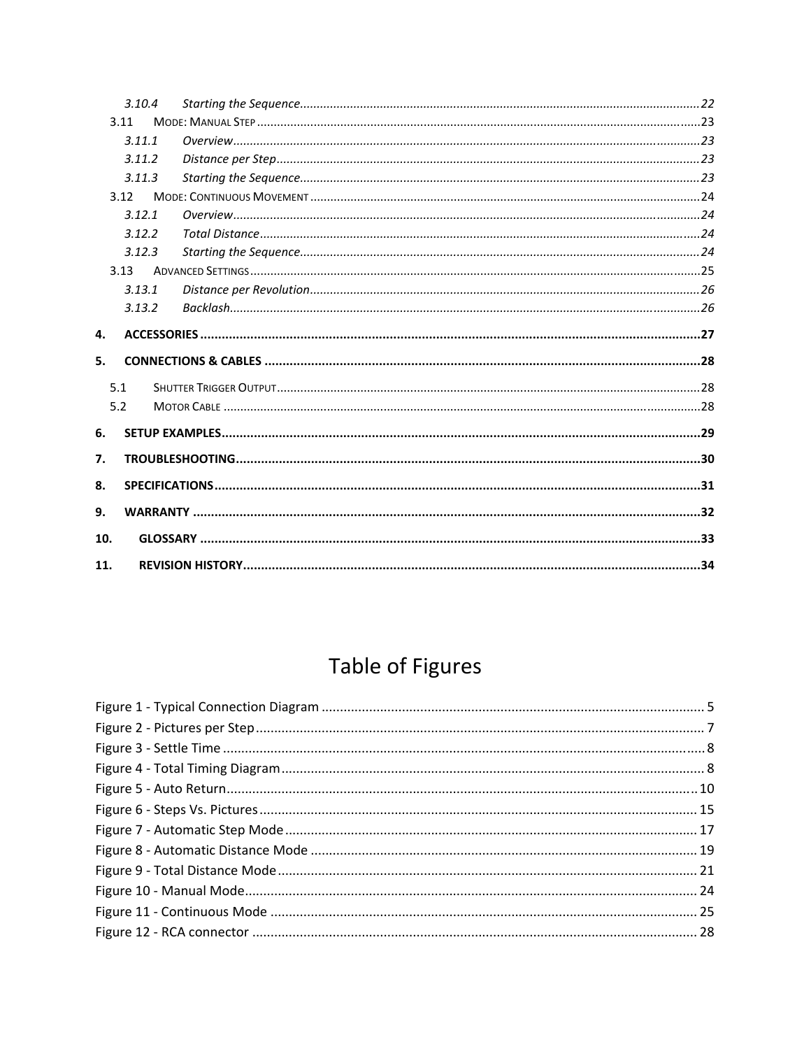3.10.4 Starting the Sequence ..... 22

3.11 Mode: Manual Step ..... 23

3.11.1 Overview ..... 23

3.11.2 Distance per Step ..... 23

3.11.3 Starting the Sequence ..... 23

3.12 Mode: Continuous Movement ..... 24

3.12.1 Overview ..... 24

3.12.2 Total Distance ..... 24

3.12.3 Starting the Sequence ..... 24

3.13 Advanced Settings ..... 25

3.13.1 Distance per Revolution ..... 26

3.13.2 Backlash ..... 26

**4. ACCESSORIES ..... 27**

**5. CONNECTIONS & CABLES ..... 28**

5.1 Shutter Trigger Output ..... 28

5.2 Motor Cable ..... 28

**6. SETUP EXAMPLES ..... 29**

**7. TROUBLESHOOTING ..... 30**

**8. SPECIFICATIONS ..... 31**

**9. WARRANTY ..... 32**

**10. GLOSSARY ..... 33**

**11. REVISION HISTORY ..... 34**

# Table of Figures

Figure 1 - Typical Connection Diagram ..... 5

Figure 2 - Pictures per Step ..... 7

Figure 3 - Settle Time ..... 8

Figure 4 - Total Timing Diagram ..... 8

Figure 5 - Auto Return ..... 10

Figure 6 - Steps Vs. Pictures ..... 15

Figure 7 - Automatic Step Mode ..... 17

Figure 8 - Automatic Distance Mode ..... 19

Figure 9 - Total Distance Mode ..... 21

Figure 10 - Manual Mode ..... 24

Figure 11 - Continuous Mode ..... 25

Figure 12 - RCA connector ..... 28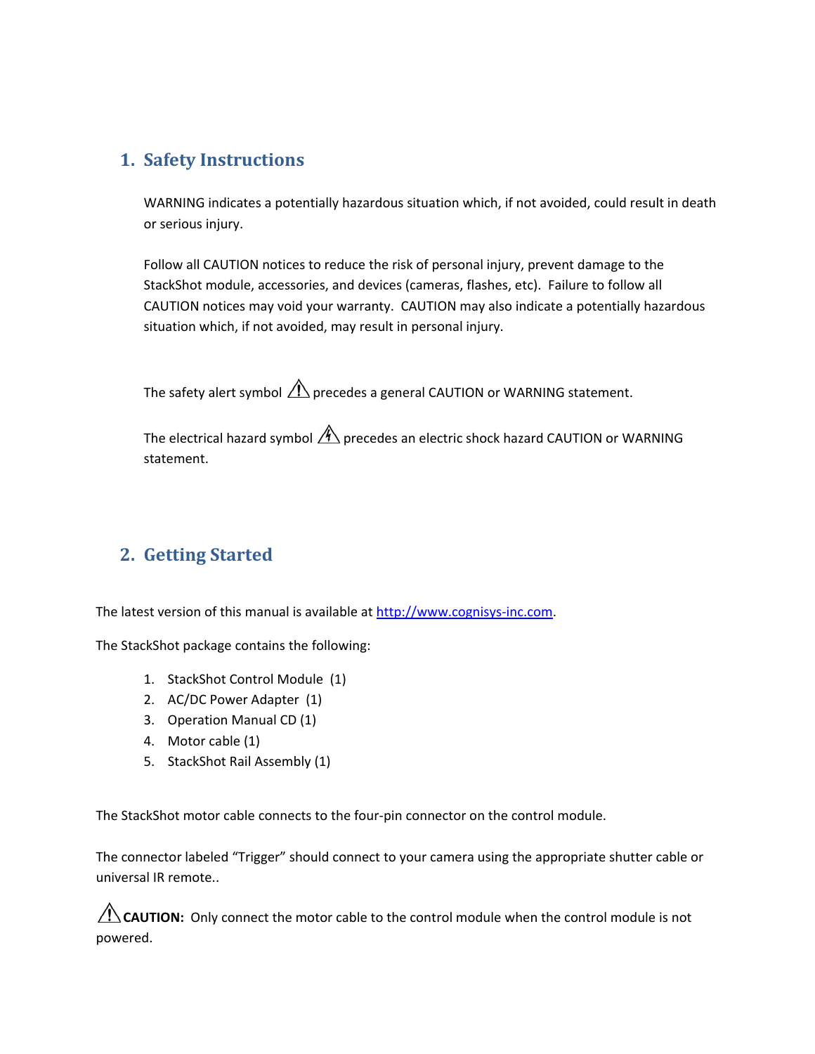## 1. Safety Instructions

WARNING indicates a potentially hazardous situation which, if not avoided, could result in death or serious injury.

Follow all CAUTION notices to reduce the risk of personal injury, prevent damage to the StackShot module, accessories, and devices (cameras, flashes, etc). Failure to follow all CAUTION notices may void your warranty. CAUTION may also indicate a potentially hazardous situation which, if not avoided, may result in personal injury.

The safety alert symbol ⚠ precedes a general CAUTION or WARNING statement.

The electrical hazard symbol ⚠ precedes an electric shock hazard CAUTION or WARNING statement.

## 2. Getting Started

The latest version of this manual is available at [http://www.cognisys-inc.com](http://www.cognisys-inc.com).

The StackShot package contains the following:

1. StackShot Control Module (1)
2. AC/DC Power Adapter (1)
3. Operation Manual CD (1)
4. Motor cable (1)
5. StackShot Rail Assembly (1)

The StackShot motor cable connects to the four-pin connector on the control module.

The connector labeled "Trigger" should connect to your camera using the appropriate shutter cable or universal IR remote..

⚠**CAUTION:** Only connect the motor cable to the control module when the control module is not powered.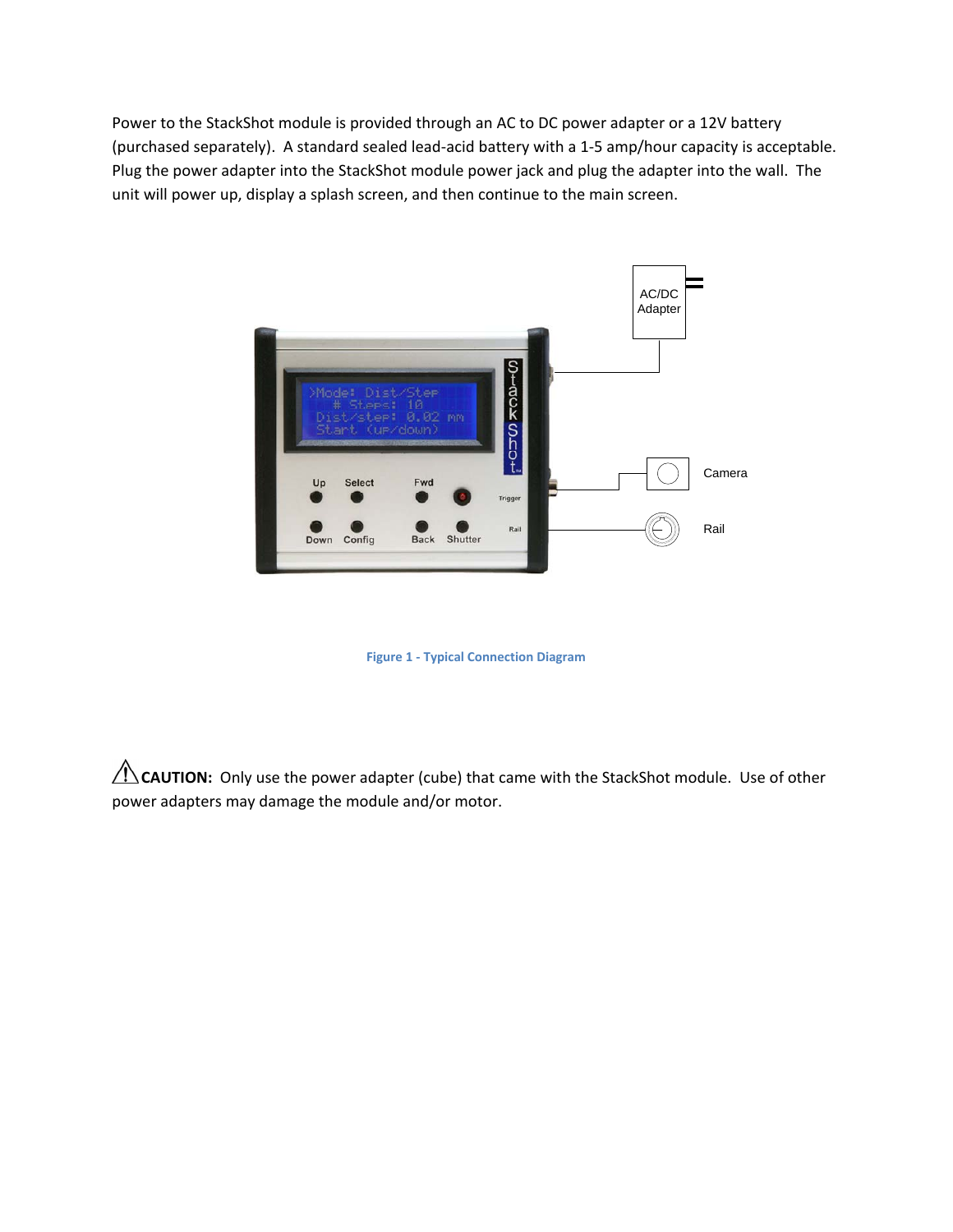Power to the StackShot module is provided through an AC to DC power adapter or a 12V battery (purchased separately). A standard sealed lead-acid battery with a 1-5 amp/hour capacity is acceptable. Plug the power adapter into the StackShot module power jack and plug the adapter into the wall. The unit will power up, display a splash screen, and then continue to the main screen.

Figure 1 - Typical Connection Diagram

⚠ **CAUTION:** Only use the power adapter (cube) that came with the StackShot module. Use of other power adapters may damage the module and/or motor.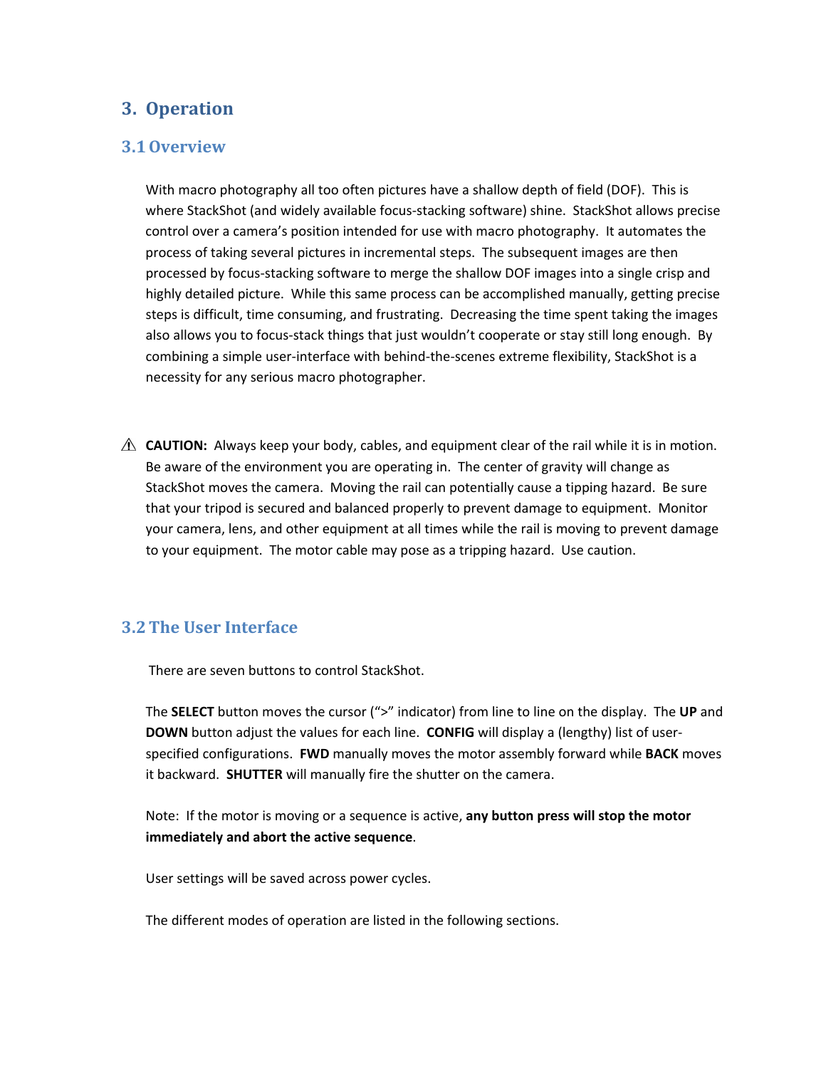# 3. Operation

## 3.1 Overview

With macro photography all too often pictures have a shallow depth of field (DOF). This is where StackShot (and widely available focus-stacking software) shine. StackShot allows precise control over a camera's position intended for use with macro photography. It automates the process of taking several pictures in incremental steps. The subsequent images are then processed by focus-stacking software to merge the shallow DOF images into a single crisp and highly detailed picture. While this same process can be accomplished manually, getting precise steps is difficult, time consuming, and frustrating. Decreasing the time spent taking the images also allows you to focus-stack things that just wouldn't cooperate or stay still long enough. By combining a simple user-interface with behind-the-scenes extreme flexibility, StackShot is a necessity for any serious macro photographer.

⚠ **CAUTION:** Always keep your body, cables, and equipment clear of the rail while it is in motion. Be aware of the environment you are operating in. The center of gravity will change as StackShot moves the camera. Moving the rail can potentially cause a tipping hazard. Be sure that your tripod is secured and balanced properly to prevent damage to equipment. Monitor your camera, lens, and other equipment at all times while the rail is moving to prevent damage to your equipment. The motor cable may pose as a tripping hazard. Use caution.

## 3.2 The User Interface

There are seven buttons to control StackShot.

The **SELECT** button moves the cursor (">" indicator) from line to line on the display. The **UP** and **DOWN** button adjust the values for each line. **CONFIG** will display a (lengthy) list of user-specified configurations. **FWD** manually moves the motor assembly forward while **BACK** moves it backward. **SHUTTER** will manually fire the shutter on the camera.

Note: If the motor is moving or a sequence is active, **any button press will stop the motor immediately and abort the active sequence**.

User settings will be saved across power cycles.

The different modes of operation are listed in the following sections.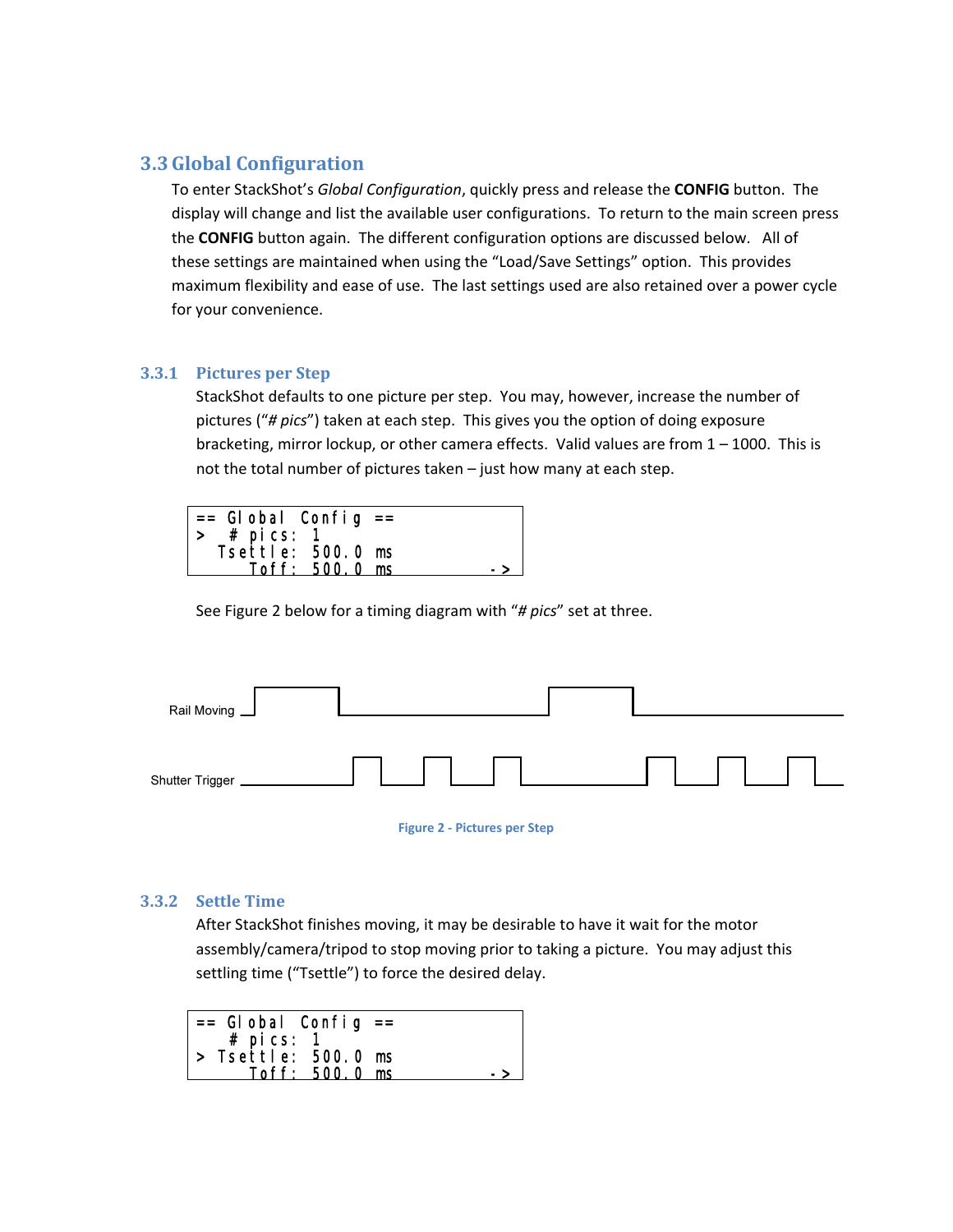## 3.3 Global Configuration

To enter StackShot's *Global Configuration*, quickly press and release the **CONFIG** button. The display will change and list the available user configurations. To return to the main screen press the **CONFIG** button again. The different configuration options are discussed below. All of these settings are maintained when using the "Load/Save Settings" option. This provides maximum flexibility and ease of use. The last settings used are also retained over a power cycle for your convenience.

### 3.3.1 Pictures per Step

StackShot defaults to one picture per step. You may, however, increase the number of pictures ("*# pics*") taken at each step. This gives you the option of doing exposure bracketing, mirror lockup, or other camera effects. Valid values are from 1 – 1000. This is not the total number of pictures taken – just how many at each step.

```
== Global Config ==
>  # pics: 1
  Tsettle: 500.0 ms
     Toff: 500.0 ms          ->
```

See Figure 2 below for a timing diagram with "*# pics*" set at three.

Rail Moving

Shutter Trigger

Figure 2 - Pictures per Step

### 3.3.2 Settle Time

After StackShot finishes moving, it may be desirable to have it wait for the motor assembly/camera/tripod to stop moving prior to taking a picture. You may adjust this settling time ("Tsettle") to force the desired delay.

```
== Global Config ==
   # pics: 1
> Tsettle: 500.0 ms
     Toff: 500.0 ms          ->
```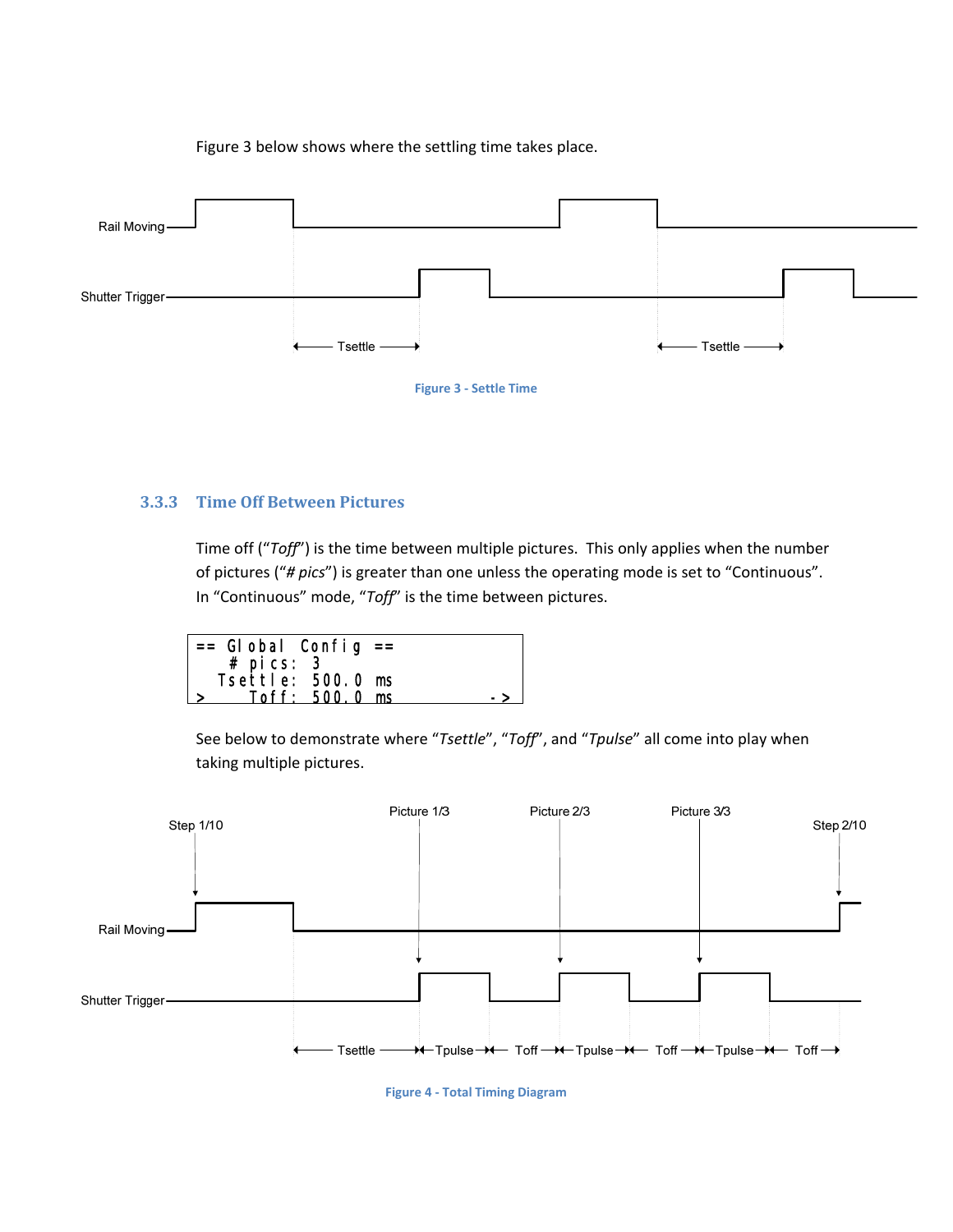Figure 3 below shows where the settling time takes place.

Figure 3 - Settle Time

### 3.3.3 Time Off Between Pictures

Time off ("*Toff*") is the time between multiple pictures. This only applies when the number of pictures ("*# pics*") is greater than one unless the operating mode is set to "Continuous". In "Continuous" mode, "*Toff*" is the time between pictures.

```
== Global Config ==
   # pics: 3
  Tsettle: 500.0 ms
>    Toff: 500.0 ms        ->
```

See below to demonstrate where "*Tsettle*", "*Toff*", and "*Tpulse*" all come into play when taking multiple pictures.

Figure 4 - Total Timing Diagram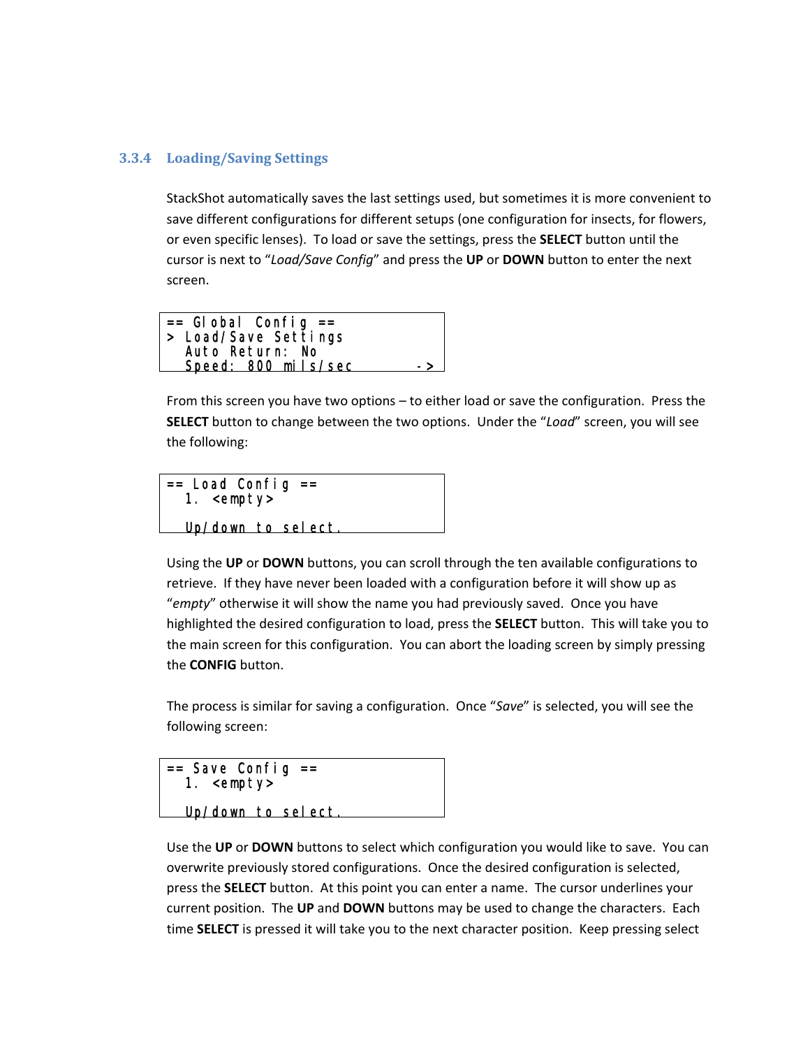### 3.3.4 Loading/Saving Settings

StackShot automatically saves the last settings used, but sometimes it is more convenient to save different configurations for different setups (one configuration for insects, for flowers, or even specific lenses). To load or save the settings, press the **SELECT** button until the cursor is next to "*Load/Save Config*" and press the **UP** or **DOWN** button to enter the next screen.

```
== Global Config ==
> Load/Save Settings
  Auto Return: No
  Speed: 800 mils/sec        ->
```

From this screen you have two options – to either load or save the configuration. Press the **SELECT** button to change between the two options. Under the "*Load*" screen, you will see the following:

```
== Load Config ==
  1. <empty>

  Up/down to select.
```

Using the **UP** or **DOWN** buttons, you can scroll through the ten available configurations to retrieve. If they have never been loaded with a configuration before it will show up as "*empty*" otherwise it will show the name you had previously saved. Once you have highlighted the desired configuration to load, press the **SELECT** button. This will take you to the main screen for this configuration. You can abort the loading screen by simply pressing the **CONFIG** button.

The process is similar for saving a configuration. Once "*Save*" is selected, you will see the following screen:

```
== Save Config ==
  1. <empty>

  Up/down to select.
```

Use the **UP** or **DOWN** buttons to select which configuration you would like to save. You can overwrite previously stored configurations. Once the desired configuration is selected, press the **SELECT** button. At this point you can enter a name. The cursor underlines your current position. The **UP** and **DOWN** buttons may be used to change the characters. Each time **SELECT** is pressed it will take you to the next character position. Keep pressing select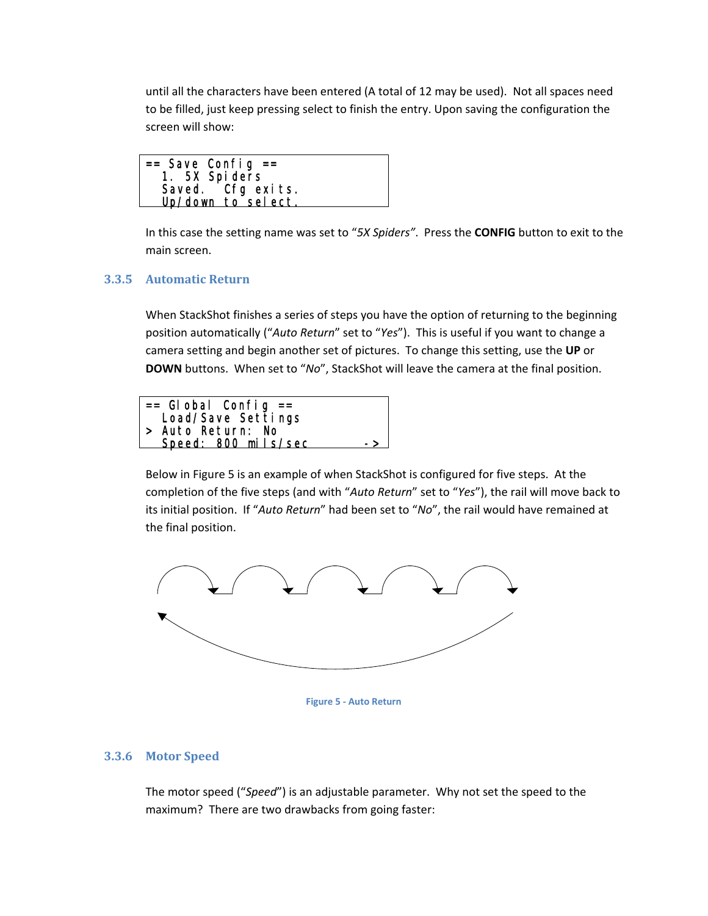until all the characters have been entered (A total of 12 may be used). Not all spaces need to be filled, just keep pressing select to finish the entry. Upon saving the configuration the screen will show:

```
== Save Config ==
  1. 5X Spiders
  Saved.  Cfg exits.
  Up/down to select.
```

In this case the setting name was set to "*5X Spiders*". Press the **CONFIG** button to exit to the main screen.

### 3.3.5 Automatic Return

When StackShot finishes a series of steps you have the option of returning to the beginning position automatically ("*Auto Return*" set to "*Yes*"). This is useful if you want to change a camera setting and begin another set of pictures. To change this setting, use the **UP** or **DOWN** buttons. When set to "*No*", StackShot will leave the camera at the final position.

```
== Global Config ==
  Load/Save Settings
> Auto Return: No
  Speed: 800 mils/sec        ->
```

Below in Figure 5 is an example of when StackShot is configured for five steps. At the completion of the five steps (and with "*Auto Return*" set to "*Yes*"), the rail will move back to its initial position. If "*Auto Return*" had been set to "*No*", the rail would have remained at the final position.

Figure 5 - Auto Return

### 3.3.6 Motor Speed

The motor speed ("*Speed*") is an adjustable parameter. Why not set the speed to the maximum? There are two drawbacks from going faster: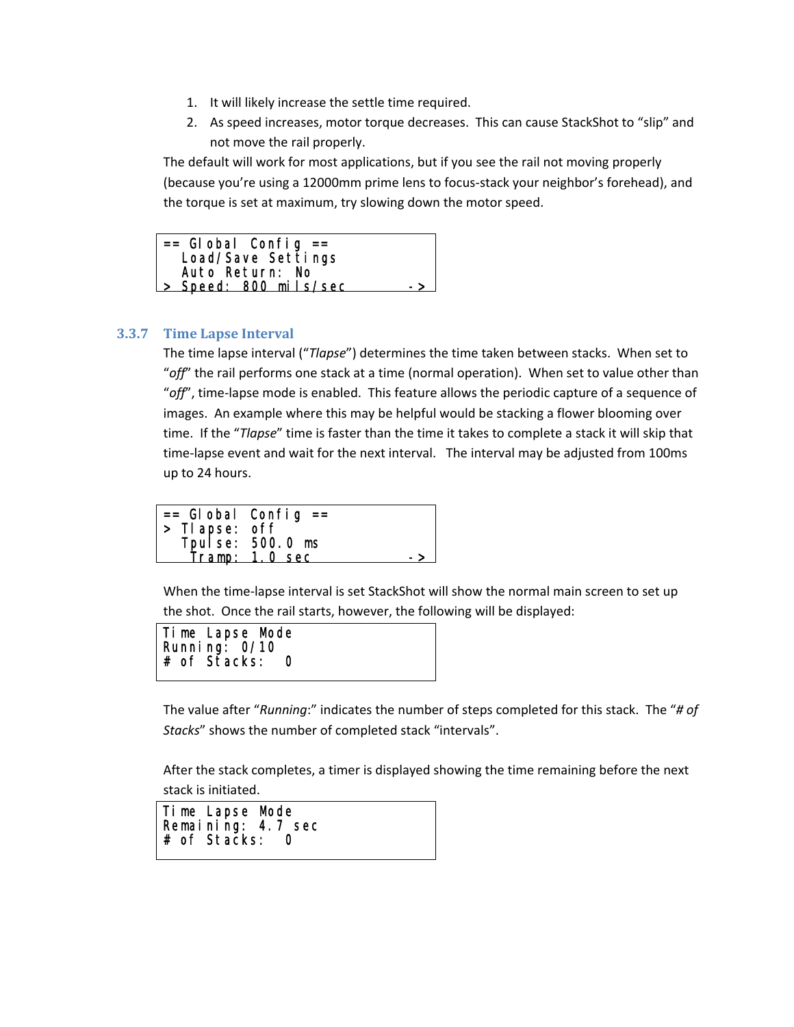2. It will likely increase the settle time required.
3. As speed increases, motor torque decreases. This can cause StackShot to "slip" and not move the rail properly.

The default will work for most applications, but if you see the rail not moving properly (because you're using a 12000mm prime lens to focus-stack your neighbor's forehead), and the torque is set at maximum, try slowing down the motor speed.

```
== Global Config ==
  Load/Save Settings
  Auto Return: No
> Speed: 800 mils/sec        ->
```

### 3.3.7 Time Lapse Interval

The time lapse interval ("*Tlapse*") determines the time taken between stacks. When set to "*off*" the rail performs one stack at a time (normal operation). When set to value other than "*off*", time-lapse mode is enabled. This feature allows the periodic capture of a sequence of images. An example where this may be helpful would be stacking a flower blooming over time. If the "*Tlapse*" time is faster than the time it takes to complete a stack it will skip that time-lapse event and wait for the next interval. The interval may be adjusted from 100ms up to 24 hours.

```
== Global Config ==
> Tlapse: off
  Tpulse: 500.0 ms
   Tramp: 1.0 sec            ->
```

When the time-lapse interval is set StackShot will show the normal main screen to set up the shot. Once the rail starts, however, the following will be displayed:

```
Time Lapse Mode
Running: 0/10
# of Stacks:  0
```

The value after "*Running*:" indicates the number of steps completed for this stack. The "*# of Stacks*" shows the number of completed stack "intervals".

After the stack completes, a timer is displayed showing the time remaining before the next stack is initiated.

```
Time Lapse Mode
Remaining: 4.7 sec
# of Stacks:  0
```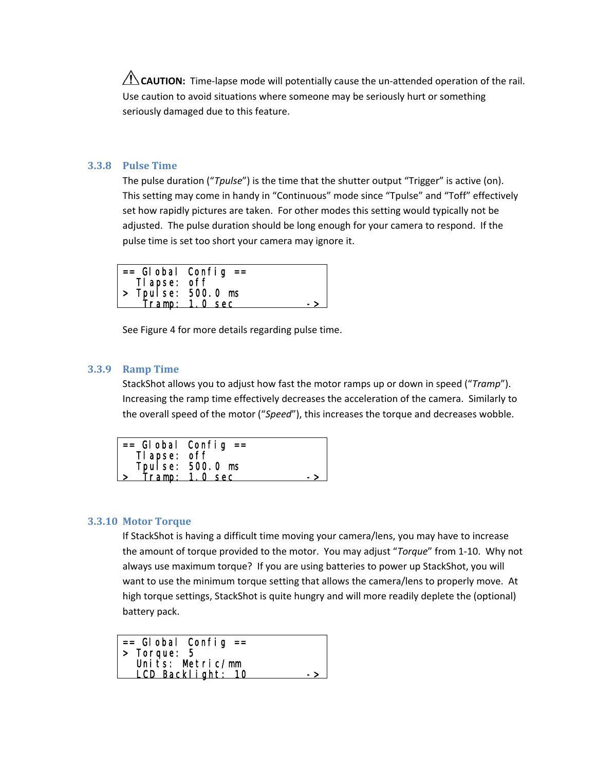⚠ **CAUTION:** Time-lapse mode will potentially cause the un-attended operation of the rail. Use caution to avoid situations where someone may be seriously hurt or something seriously damaged due to this feature.

### 3.3.8 Pulse Time

The pulse duration ("*Tpulse*") is the time that the shutter output "Trigger" is active (on). This setting may come in handy in "Continuous" mode since "Tpulse" and "Toff" effectively set how rapidly pictures are taken. For other modes this setting would typically not be adjusted. The pulse duration should be long enough for your camera to respond. If the pulse time is set too short your camera may ignore it.

```
== Global Config ==
  Tlapse: off
> Tpulse: 500.0 ms
   Tramp: 1.0 sec          ->
```

See Figure 4 for more details regarding pulse time.

### 3.3.9 Ramp Time

StackShot allows you to adjust how fast the motor ramps up or down in speed ("*Tramp*"). Increasing the ramp time effectively decreases the acceleration of the camera. Similarly to the overall speed of the motor ("*Speed*"), this increases the torque and decreases wobble.

```
== Global Config ==
  Tlapse: off
  Tpulse: 500.0 ms
>  Tramp: 1.0 sec          ->
```

### 3.3.10 Motor Torque

If StackShot is having a difficult time moving your camera/lens, you may have to increase the amount of torque provided to the motor. You may adjust "*Torque*" from 1-10. Why not always use maximum torque? If you are using batteries to power up StackShot, you will want to use the minimum torque setting that allows the camera/lens to properly move. At high torque settings, StackShot is quite hungry and will more readily deplete the (optional) battery pack.

```
== Global Config ==
> Torque: 5
  Units: Metric/mm
  LCD Backlight: 10        ->
```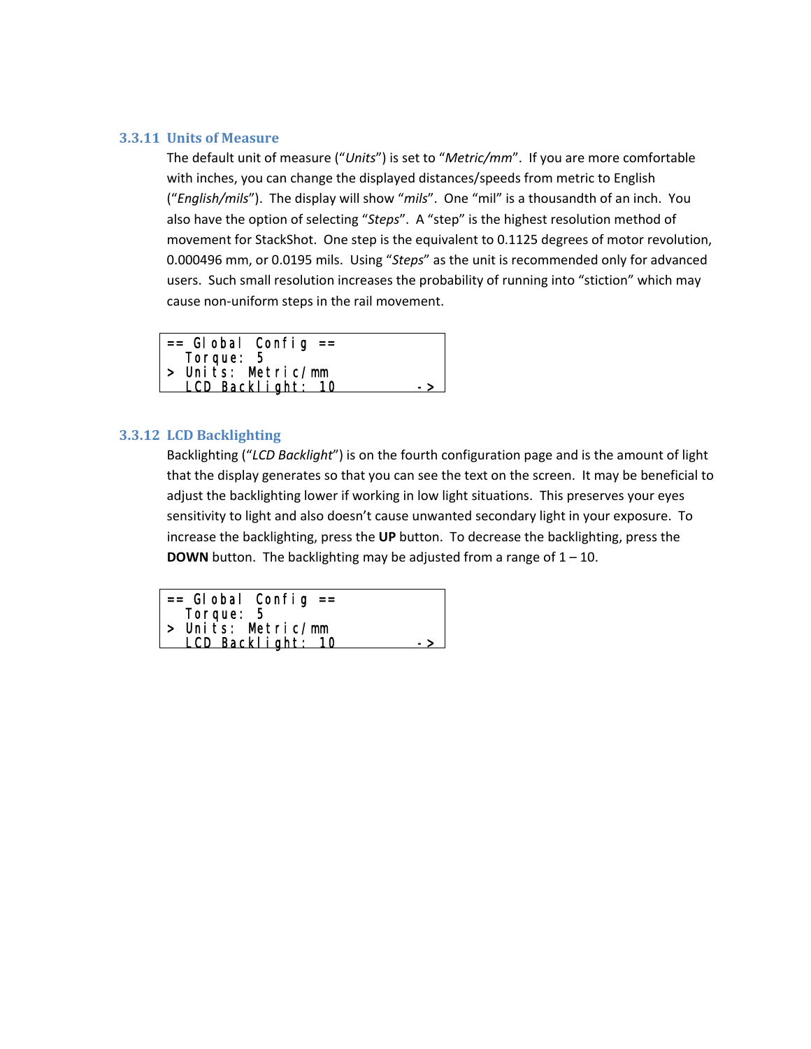### 3.3.11 Units of Measure

The default unit of measure ("*Units*") is set to "*Metric/mm*". If you are more comfortable with inches, you can change the displayed distances/speeds from metric to English ("*English/mils*"). The display will show "*mils*". One "mil" is a thousandth of an inch. You also have the option of selecting "*Steps*". A "step" is the highest resolution method of movement for StackShot. One step is the equivalent to 0.1125 degrees of motor revolution, 0.000496 mm, or 0.0195 mils. Using "*Steps*" as the unit is recommended only for advanced users. Such small resolution increases the probability of running into "stiction" which may cause non-uniform steps in the rail movement.

```
== Global Config ==
  Torque: 5
> Units: Metric/mm
  LCD Backlight: 10          ->
```

### 3.3.12 LCD Backlighting

Backlighting ("*LCD Backlight*") is on the fourth configuration page and is the amount of light that the display generates so that you can see the text on the screen. It may be beneficial to adjust the backlighting lower if working in low light situations. This preserves your eyes sensitivity to light and also doesn't cause unwanted secondary light in your exposure. To increase the backlighting, press the **UP** button. To decrease the backlighting, press the **DOWN** button. The backlighting may be adjusted from a range of 1 – 10.

```
== Global Config ==
  Torque: 5
> Units: Metric/mm
  LCD Backlight: 10          ->
```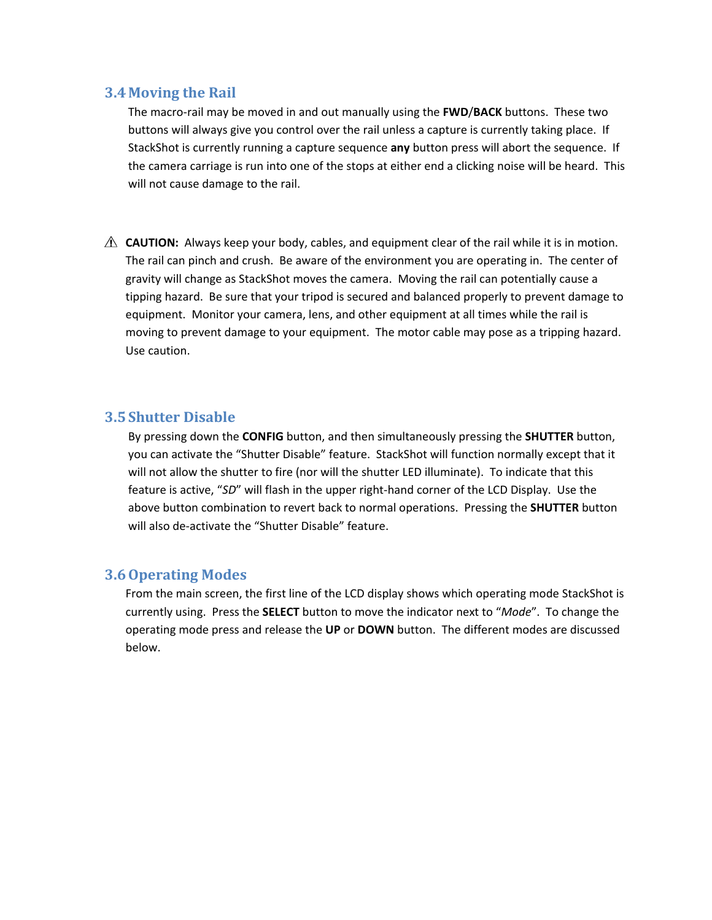### 3.4 Moving the Rail

The macro-rail may be moved in and out manually using the **FWD**/**BACK** buttons. These two buttons will always give you control over the rail unless a capture is currently taking place. If StackShot is currently running a capture sequence **any** button press will abort the sequence. If the camera carriage is run into one of the stops at either end a clicking noise will be heard. This will not cause damage to the rail.

⚠ **CAUTION:** Always keep your body, cables, and equipment clear of the rail while it is in motion. The rail can pinch and crush. Be aware of the environment you are operating in. The center of gravity will change as StackShot moves the camera. Moving the rail can potentially cause a tipping hazard. Be sure that your tripod is secured and balanced properly to prevent damage to equipment. Monitor your camera, lens, and other equipment at all times while the rail is moving to prevent damage to your equipment. The motor cable may pose as a tripping hazard. Use caution.

### 3.5 Shutter Disable

By pressing down the **CONFIG** button, and then simultaneously pressing the **SHUTTER** button, you can activate the "Shutter Disable" feature. StackShot will function normally except that it will not allow the shutter to fire (nor will the shutter LED illuminate). To indicate that this feature is active, "*SD*" will flash in the upper right-hand corner of the LCD Display. Use the above button combination to revert back to normal operations. Pressing the **SHUTTER** button will also de-activate the "Shutter Disable" feature.

### 3.6 Operating Modes

From the main screen, the first line of the LCD display shows which operating mode StackShot is currently using. Press the **SELECT** button to move the indicator next to "*Mode*". To change the operating mode press and release the **UP** or **DOWN** button. The different modes are discussed below.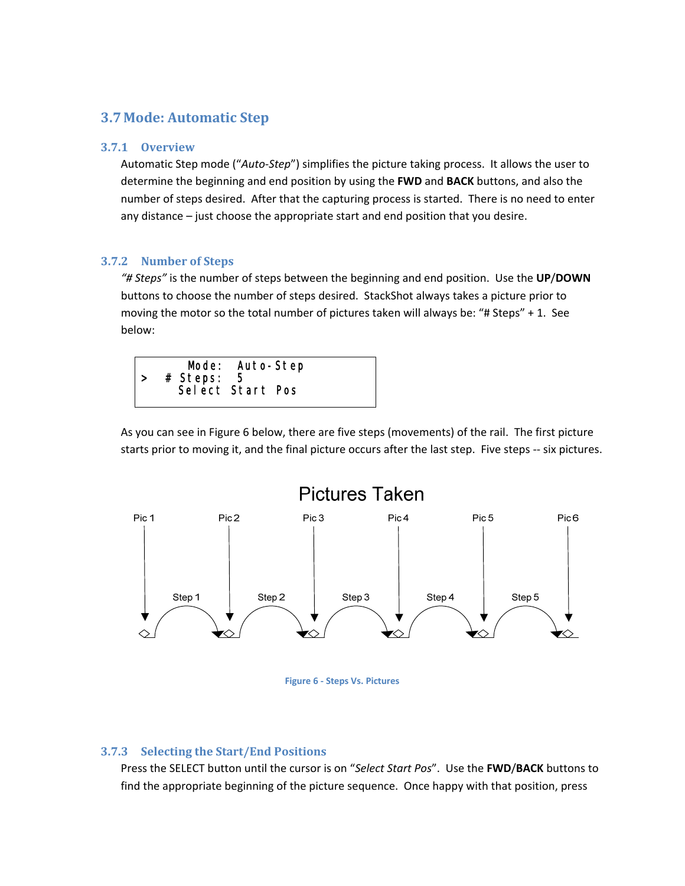## 3.7 Mode: Automatic Step

### 3.7.1 Overview

Automatic Step mode ("*Auto-Step*") simplifies the picture taking process. It allows the user to determine the beginning and end position by using the **FWD** and **BACK** buttons, and also the number of steps desired. After that the capturing process is started. There is no need to enter any distance – just choose the appropriate start and end position that you desire.

### 3.7.2 Number of Steps

*"# Steps"* is the number of steps between the beginning and end position. Use the **UP**/**DOWN** buttons to choose the number of steps desired. StackShot always takes a picture prior to moving the motor so the total number of pictures taken will always be: "# Steps" + 1. See below:

```
     Mode:  Auto-Step
>  # Steps:  5
    Select Start Pos
```

As you can see in Figure 6 below, there are five steps (movements) of the rail. The first picture starts prior to moving it, and the final picture occurs after the last step. Five steps -- six pictures.

Pictures Taken

Pic 1 | Pic 2 | Pic 3 | Pic 4 | Pic 5 | Pic 6

Step 1 | Step 2 | Step 3 | Step 4 | Step 5

Figure 6 - Steps Vs. Pictures

### 3.7.3 Selecting the Start/End Positions

Press the SELECT button until the cursor is on "*Select Start Pos*". Use the **FWD**/**BACK** buttons to find the appropriate beginning of the picture sequence. Once happy with that position, press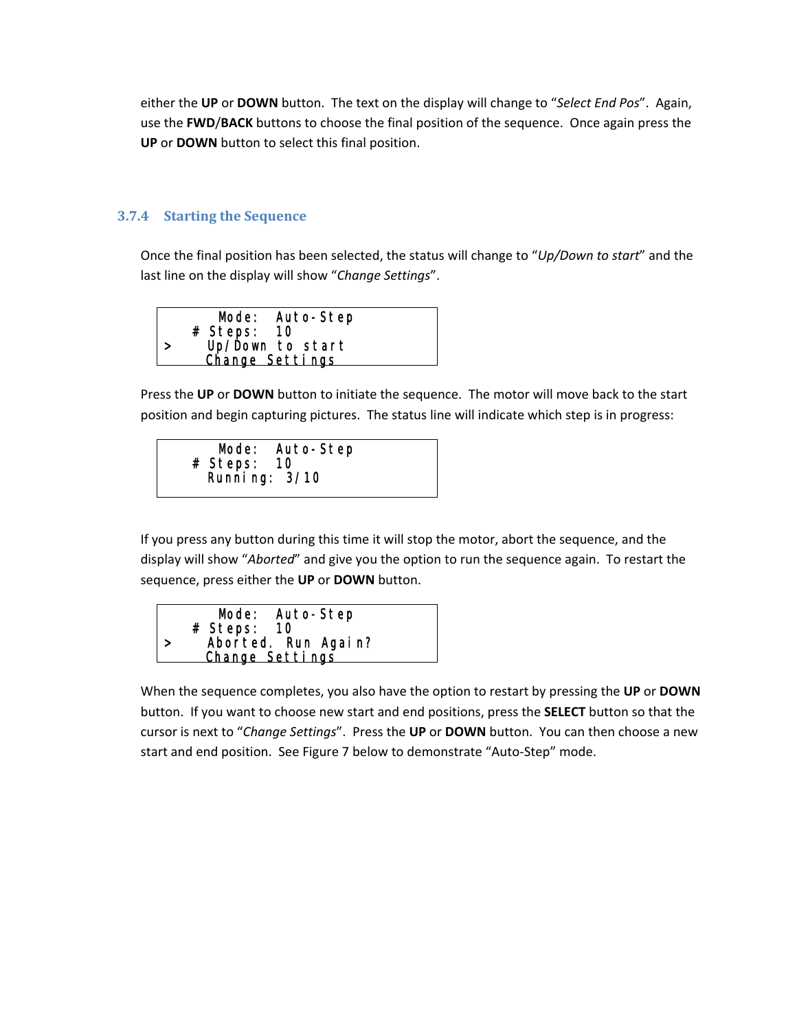either the **UP** or **DOWN** button. The text on the display will change to "*Select End Pos*". Again, use the **FWD**/**BACK** buttons to choose the final position of the sequence. Once again press the **UP** or **DOWN** button to select this final position.

### 3.7.4 Starting the Sequence

Once the final position has been selected, the status will change to "*Up/Down to start*" and the last line on the display will show "*Change Settings*".

```
      Mode:  Auto-Step
   # Steps:  10
>    Up/Down to start
     Change Settings
```

Press the **UP** or **DOWN** button to initiate the sequence. The motor will move back to the start position and begin capturing pictures. The status line will indicate which step is in progress:

```
      Mode:  Auto-Step
   # Steps:  10
     Running: 3/10
```

If you press any button during this time it will stop the motor, abort the sequence, and the display will show "*Aborted*" and give you the option to run the sequence again. To restart the sequence, press either the **UP** or **DOWN** button.

```
      Mode:  Auto-Step
   # Steps:  10
>    Aborted. Run Again?
     Change Settings
```

When the sequence completes, you also have the option to restart by pressing the **UP** or **DOWN** button. If you want to choose new start and end positions, press the **SELECT** button so that the cursor is next to "*Change Settings*". Press the **UP** or **DOWN** button. You can then choose a new start and end position. See Figure 7 below to demonstrate "Auto-Step" mode.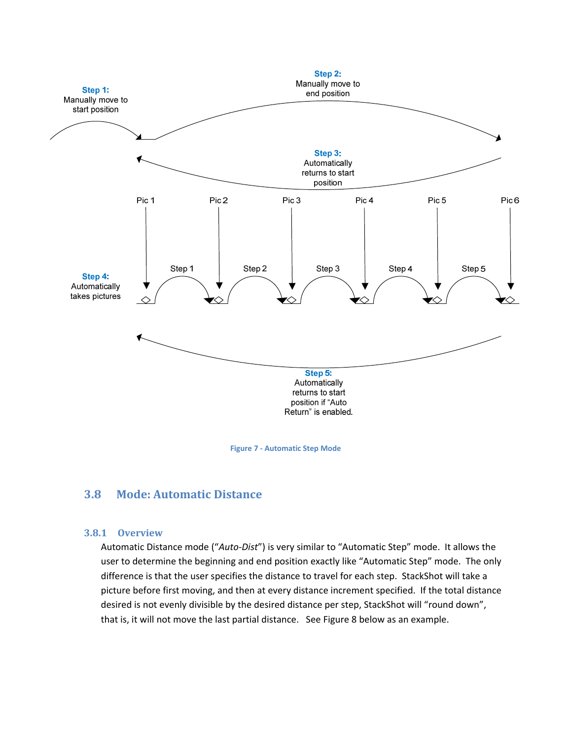Figure 7 - Automatic Step Mode

## 3.8 Mode: Automatic Distance

### 3.8.1 Overview

Automatic Distance mode ("*Auto-Dist*") is very similar to "Automatic Step" mode. It allows the user to determine the beginning and end position exactly like "Automatic Step" mode. The only difference is that the user specifies the distance to travel for each step. StackShot will take a picture before first moving, and then at every distance increment specified. If the total distance desired is not evenly divisible by the desired distance per step, StackShot will "round down", that is, it will not move the last partial distance. See Figure 8 below as an example.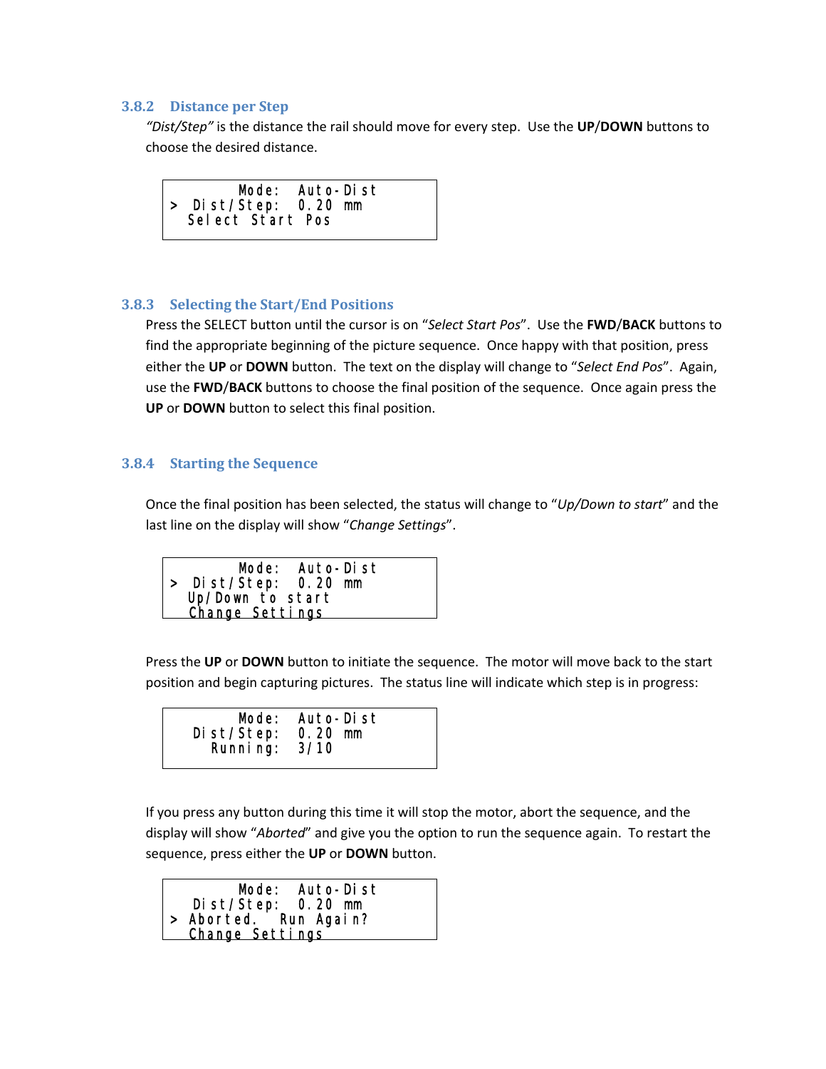### 3.8.2 Distance per Step

*"Dist/Step"* is the distance the rail should move for every step. Use the **UP**/**DOWN** buttons to choose the desired distance.

```
        Mode:  Auto-Dist
>  Dist/Step:  0.20 mm
  Select Start Pos
```

### 3.8.3 Selecting the Start/End Positions

Press the SELECT button until the cursor is on "*Select Start Pos*". Use the **FWD**/**BACK** buttons to find the appropriate beginning of the picture sequence. Once happy with that position, press either the **UP** or **DOWN** button. The text on the display will change to "*Select End Pos*". Again, use the **FWD**/**BACK** buttons to choose the final position of the sequence. Once again press the **UP** or **DOWN** button to select this final position.

### 3.8.4 Starting the Sequence

Once the final position has been selected, the status will change to "*Up/Down to start*" and the last line on the display will show "*Change Settings*".

```
        Mode:  Auto-Dist
>  Dist/Step:  0.20 mm
  Up/Down to start
  Change Settings
```

Press the **UP** or **DOWN** button to initiate the sequence. The motor will move back to the start position and begin capturing pictures. The status line will indicate which step is in progress:

```
        Mode:  Auto-Dist
   Dist/Step:  0.20 mm
     Running:  3/10
```

If you press any button during this time it will stop the motor, abort the sequence, and the display will show "*Aborted*" and give you the option to run the sequence again. To restart the sequence, press either the **UP** or **DOWN** button.

```
        Mode:  Auto-Dist
   Dist/Step:  0.20 mm
>  Aborted.  Run Again?
  Change Settings
```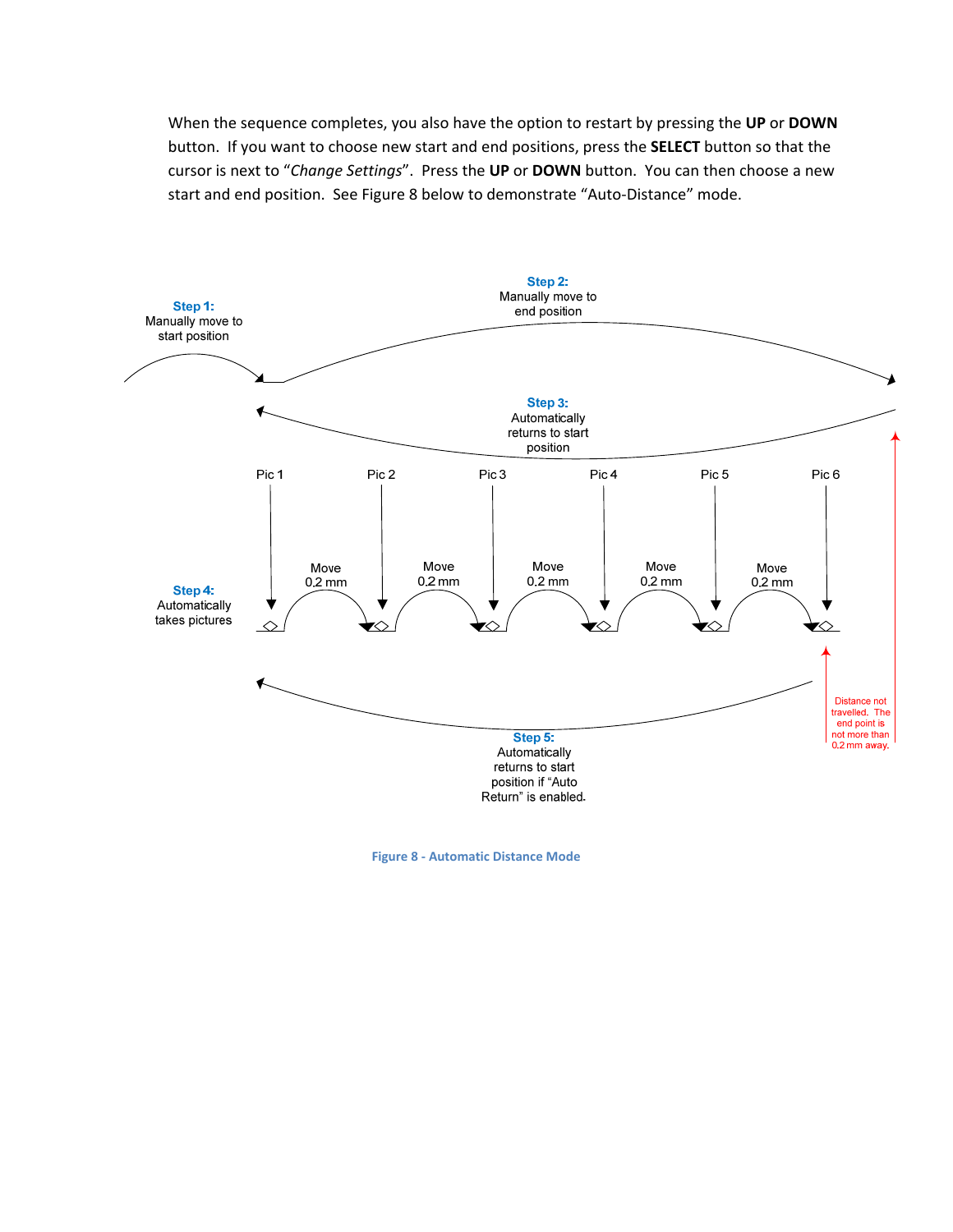When the sequence completes, you also have the option to restart by pressing the **UP** or **DOWN** button. If you want to choose new start and end positions, press the **SELECT** button so that the cursor is next to "*Change Settings*". Press the **UP** or **DOWN** button. You can then choose a new start and end position. See Figure 8 below to demonstrate "Auto-Distance" mode.

**Step 1:** Manually move to start position

**Step 2:** Manually move to end position

**Step 3:** Automatically returns to start position

Pic 1 Pic 2 Pic 3 Pic 4 Pic 5 Pic 6

Move 0.2 mm Move 0.2 mm Move 0.2 mm Move 0.2 mm Move 0.2 mm

**Step 4:** Automatically takes pictures

Distance not travelled. The end point is not more than 0.2 mm away.

**Step 5:** Automatically returns to start position if "Auto Return" is enabled.

Figure 8 - Automatic Distance Mode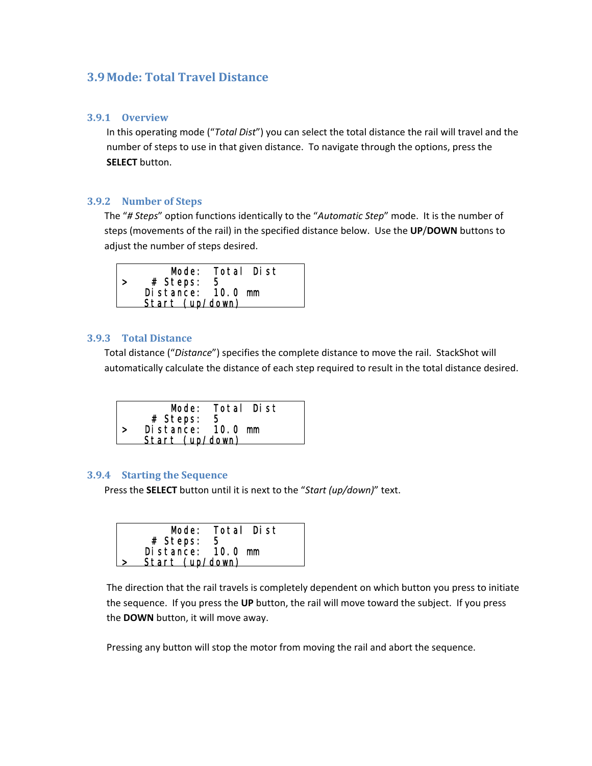## 3.9 Mode: Total Travel Distance

### 3.9.1 Overview

In this operating mode ("*Total Dist*") you can select the total distance the rail will travel and the number of steps to use in that given distance. To navigate through the options, press the **SELECT** button.

### 3.9.2 Number of Steps

The "*# Steps*" option functions identically to the "*Automatic Step*" mode. It is the number of steps (movements of the rail) in the specified distance below. Use the **UP**/**DOWN** buttons to adjust the number of steps desired.

```
        Mode:  Total  Dist
>    # Steps:  5
    Distance:  10.0  mm
    Start  (up/down)
```

### 3.9.3 Total Distance

Total distance ("*Distance*") specifies the complete distance to move the rail. StackShot will automatically calculate the distance of each step required to result in the total distance desired.

```
        Mode:  Total  Dist
     # Steps:  5
>   Distance:  10.0  mm
    Start  (up/down)
```

### 3.9.4 Starting the Sequence

Press the **SELECT** button until it is next to the "*Start (up/down)*" text.

```
        Mode:  Total  Dist
     # Steps:  5
    Distance:  10.0  mm
>   Start  (up/down)
```

The direction that the rail travels is completely dependent on which button you press to initiate the sequence. If you press the **UP** button, the rail will move toward the subject. If you press the **DOWN** button, it will move away.

Pressing any button will stop the motor from moving the rail and abort the sequence.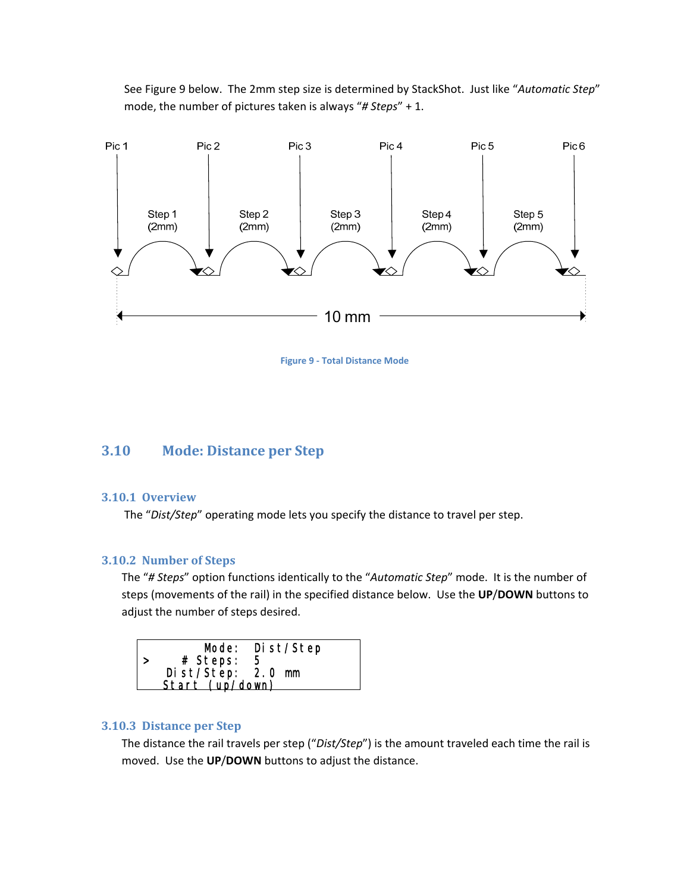See Figure 9 below. The 2mm step size is determined by StackShot. Just like "*Automatic Step*" mode, the number of pictures taken is always "*# Steps*" + 1.

Figure 9 - Total Distance Mode

## 3.10 Mode: Distance per Step

### 3.10.1 Overview

The "*Dist/Step*" operating mode lets you specify the distance to travel per step.

### 3.10.2 Number of Steps

The "*# Steps*" option functions identically to the "*Automatic Step*" mode. It is the number of steps (movements of the rail) in the specified distance below. Use the **UP**/**DOWN** buttons to adjust the number of steps desired.

```
        Mode:  Dist/Step
>    # Steps:  5
   Dist/Step:  2.0 mm
  Start (up/down)
```

### 3.10.3 Distance per Step

The distance the rail travels per step ("*Dist/Step*") is the amount traveled each time the rail is moved. Use the **UP**/**DOWN** buttons to adjust the distance.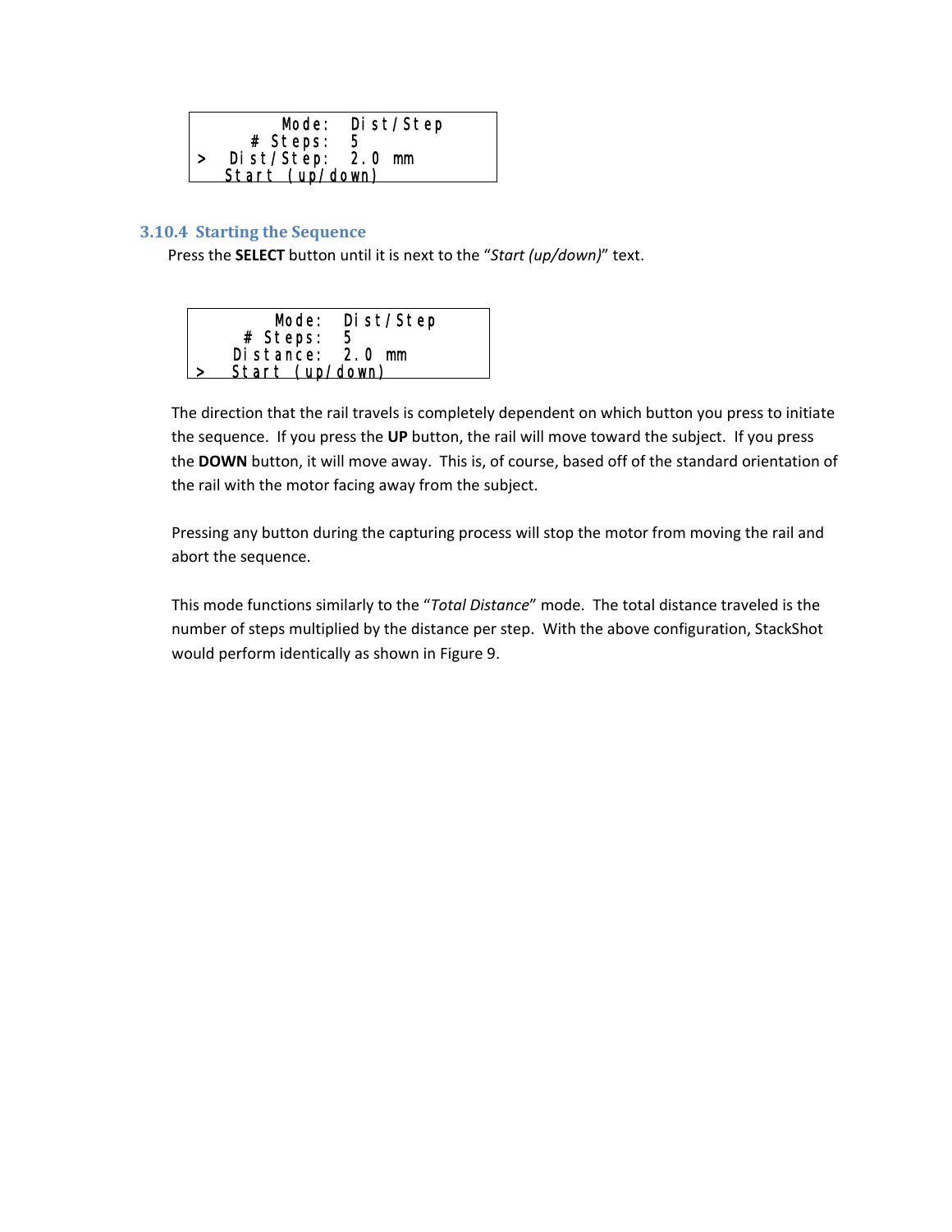```
        Mode:  Dist/Step
     # Steps:  5
>  Dist/Step:  2.0 mm
   Start (up/down)
```

### 3.10.4 Starting the Sequence

Press the **SELECT** button until it is next to the "*Start (up/down)*" text.

```
        Mode:  Dist/Step
     # Steps:  5
    Distance:  2.0 mm
>   Start (up/down)
```

The direction that the rail travels is completely dependent on which button you press to initiate the sequence. If you press the **UP** button, the rail will move toward the subject. If you press the **DOWN** button, it will move away. This is, of course, based off of the standard orientation of the rail with the motor facing away from the subject.

Pressing any button during the capturing process will stop the motor from moving the rail and abort the sequence.

This mode functions similarly to the "*Total Distance*" mode. The total distance traveled is the number of steps multiplied by the distance per step. With the above configuration, StackShot would perform identically as shown in Figure 9.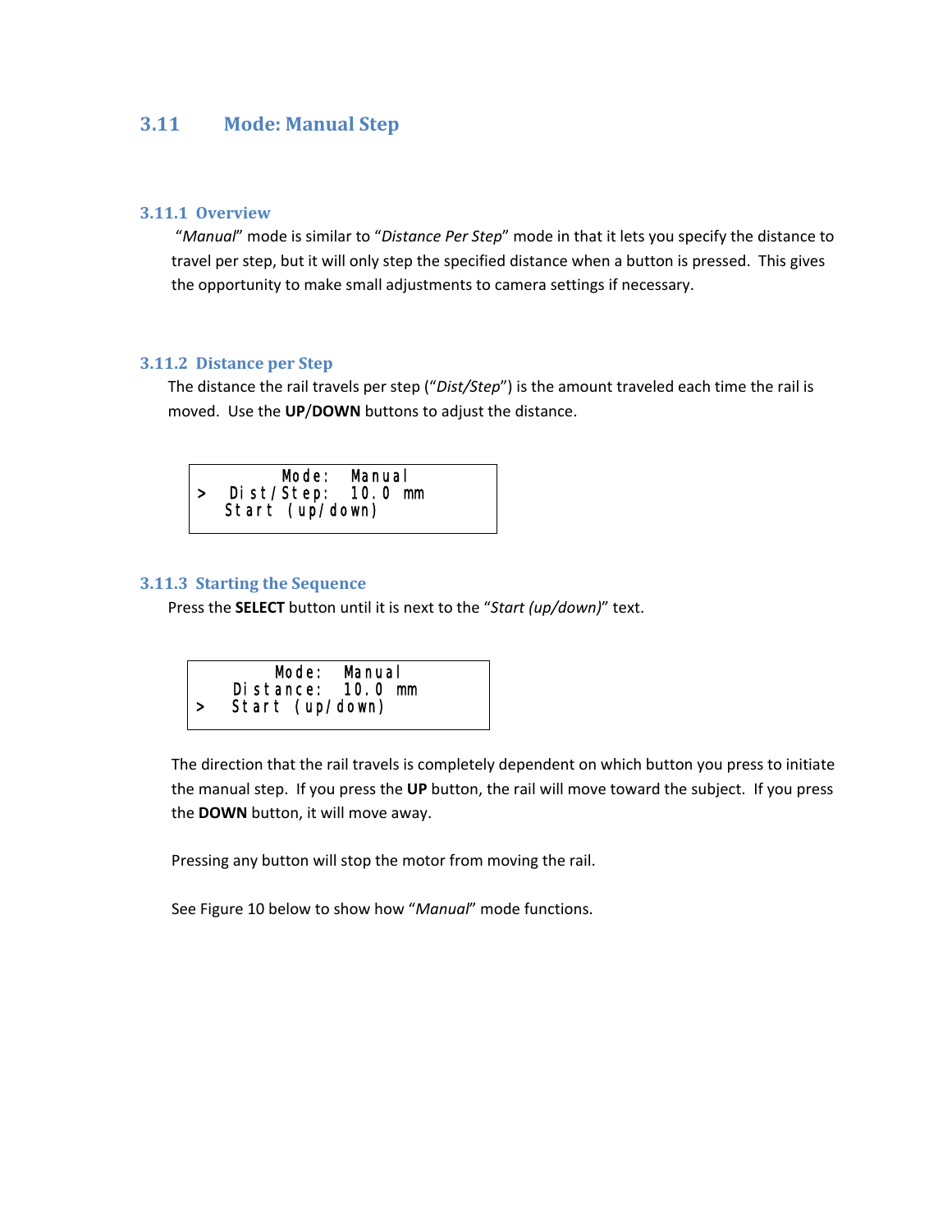## 3.11 Mode: Manual Step

### 3.11.1 Overview

"*Manual*" mode is similar to "*Distance Per Step*" mode in that it lets you specify the distance to travel per step, but it will only step the specified distance when a button is pressed. This gives the opportunity to make small adjustments to camera settings if necessary.

### 3.11.2 Distance per Step

The distance the rail travels per step ("*Dist/Step*") is the amount traveled each time the rail is moved. Use the **UP**/**DOWN** buttons to adjust the distance.

```
        Mode:  Manual
>  Dist/Step:  10.0 mm
   Start (up/down)
```

### 3.11.3 Starting the Sequence

Press the **SELECT** button until it is next to the "*Start (up/down)*" text.

```
        Mode:  Manual
   Distance:  10.0 mm
>  Start (up/down)
```

The direction that the rail travels is completely dependent on which button you press to initiate the manual step. If you press the **UP** button, the rail will move toward the subject. If you press the **DOWN** button, it will move away.

Pressing any button will stop the motor from moving the rail.

See Figure 10 below to show how "*Manual*" mode functions.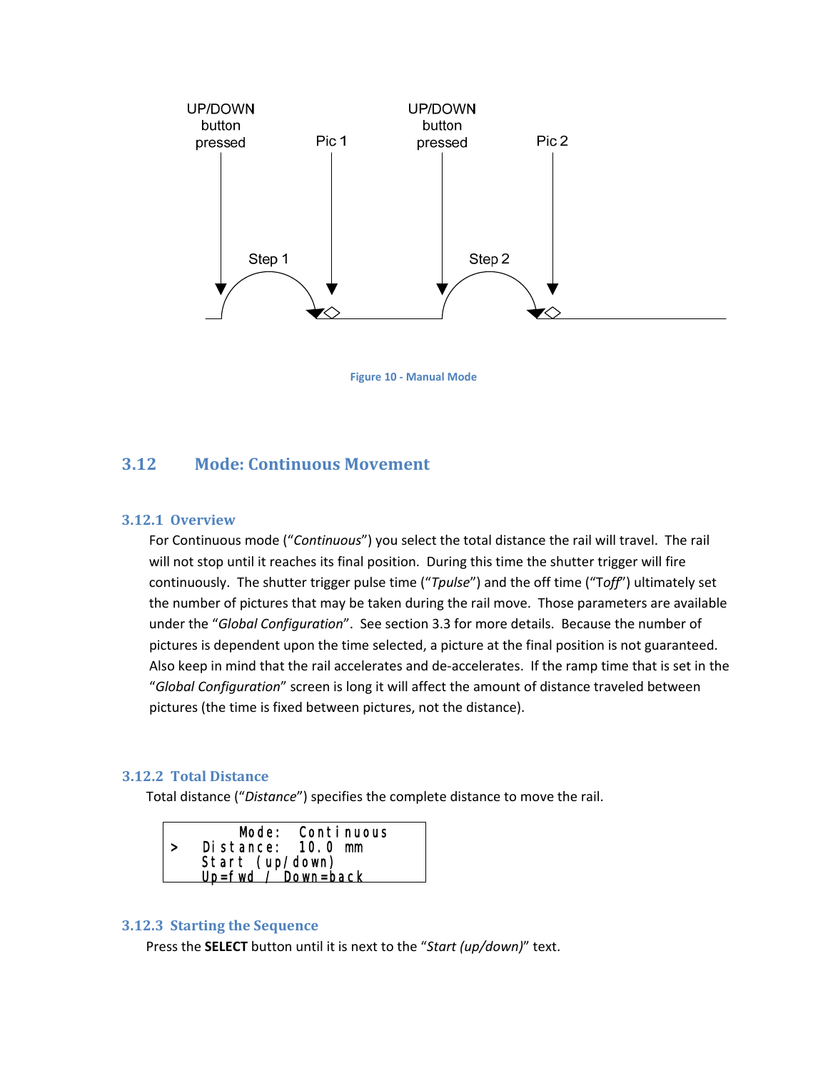Figure 10 - Manual Mode

## 3.12 Mode: Continuous Movement

### 3.12.1 Overview

For Continuous mode ("*Continuous*") you select the total distance the rail will travel. The rail will not stop until it reaches its final position. During this time the shutter trigger will fire continuously. The shutter trigger pulse time ("*Tpulse*") and the off time ("T*off*") ultimately set the number of pictures that may be taken during the rail move. Those parameters are available under the "*Global Configuration*". See section 3.3 for more details. Because the number of pictures is dependent upon the time selected, a picture at the final position is not guaranteed. Also keep in mind that the rail accelerates and de-accelerates. If the ramp time that is set in the "*Global Configuration*" screen is long it will affect the amount of distance traveled between pictures (the time is fixed between pictures, not the distance).

### 3.12.2 Total Distance

Total distance ("*Distance*") specifies the complete distance to move the rail.

```
      Mode:  Continuous
>  Distance:  10.0 mm
   Start (up/down)
   Up=fwd / Down=back
```

### 3.12.3 Starting the Sequence

Press the **SELECT** button until it is next to the "*Start (up/down)*" text.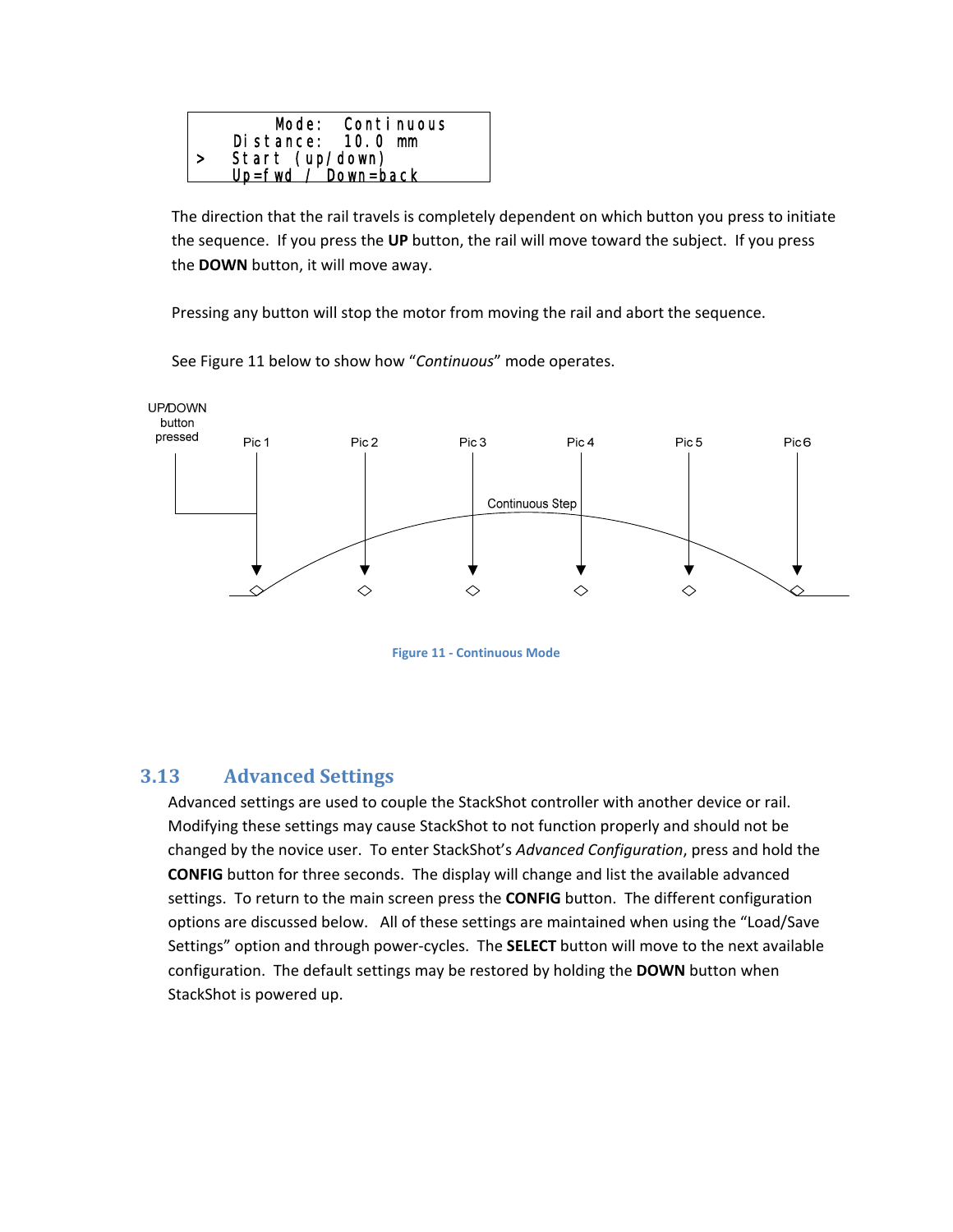```
Mode:  Continuous
Distance:  10.0 mm
>  Start (up/down)
Up=fwd / Down=back
```

The direction that the rail travels is completely dependent on which button you press to initiate the sequence. If you press the **UP** button, the rail will move toward the subject. If you press the **DOWN** button, it will move away.

Pressing any button will stop the motor from moving the rail and abort the sequence.

See Figure 11 below to show how "*Continuous*" mode operates.

UP/DOWN button pressed — Pic 1 — Pic 2 — Pic 3 — Pic 4 — Pic 5 — Pic 6

Continuous Step

Figure 11 - Continuous Mode

## 3.13 Advanced Settings

Advanced settings are used to couple the StackShot controller with another device or rail. Modifying these settings may cause StackShot to not function properly and should not be changed by the novice user. To enter StackShot's *Advanced Configuration*, press and hold the **CONFIG** button for three seconds. The display will change and list the available advanced settings. To return to the main screen press the **CONFIG** button. The different configuration options are discussed below. All of these settings are maintained when using the "Load/Save Settings" option and through power-cycles. The **SELECT** button will move to the next available configuration. The default settings may be restored by holding the **DOWN** button when StackShot is powered up.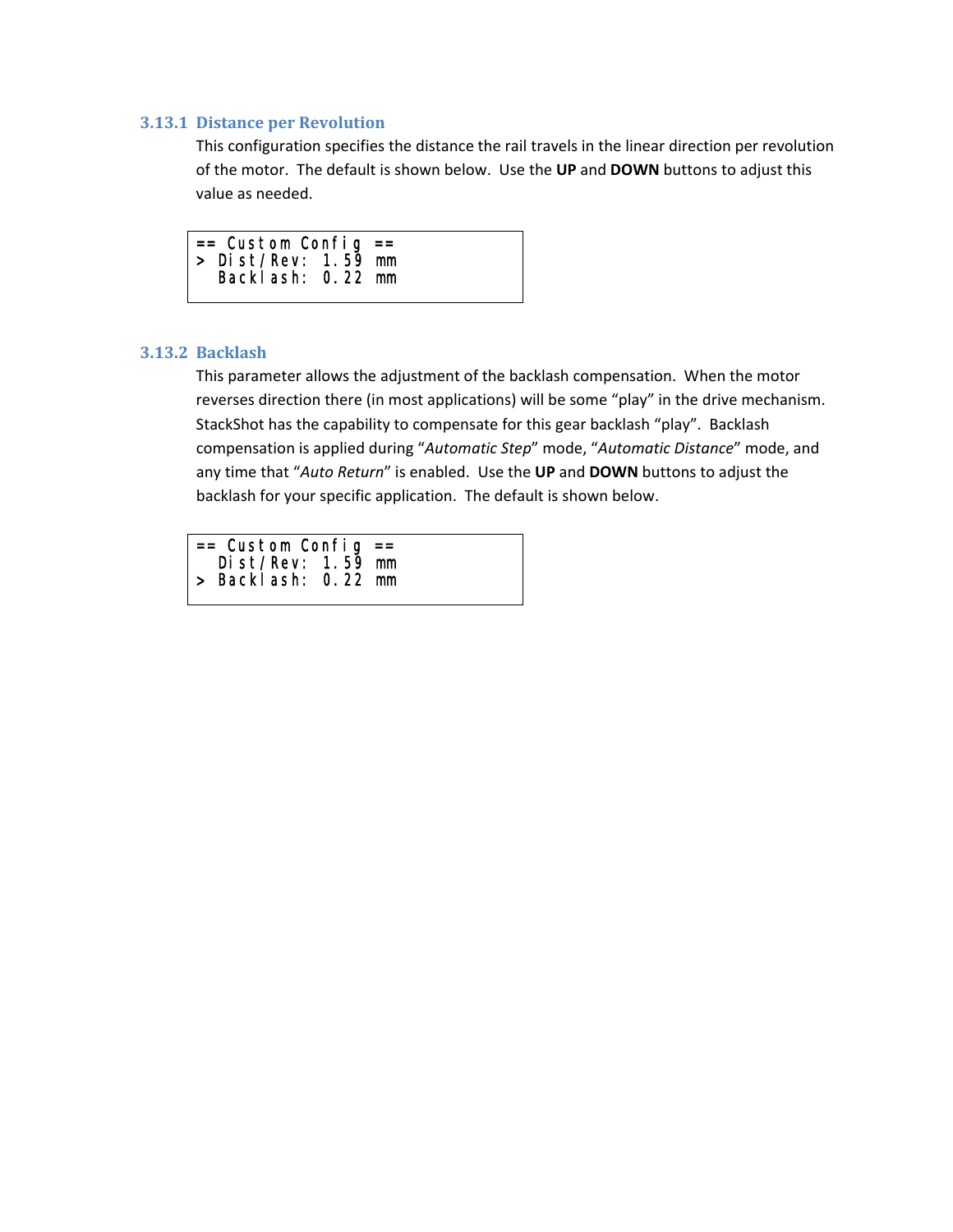### 3.13.1 Distance per Revolution

This configuration specifies the distance the rail travels in the linear direction per revolution of the motor. The default is shown below. Use the **UP** and **DOWN** buttons to adjust this value as needed.

```
== Custom Config ==
> Dist/Rev: 1.59 mm
  Backlash: 0.22 mm
```

### 3.13.2 Backlash

This parameter allows the adjustment of the backlash compensation. When the motor reverses direction there (in most applications) will be some "play" in the drive mechanism. StackShot has the capability to compensate for this gear backlash "play". Backlash compensation is applied during "*Automatic Step*" mode, "*Automatic Distance*" mode, and any time that "*Auto Return*" is enabled. Use the **UP** and **DOWN** buttons to adjust the backlash for your specific application. The default is shown below.

```
== Custom Config ==
  Dist/Rev: 1.59 mm
> Backlash: 0.22 mm
```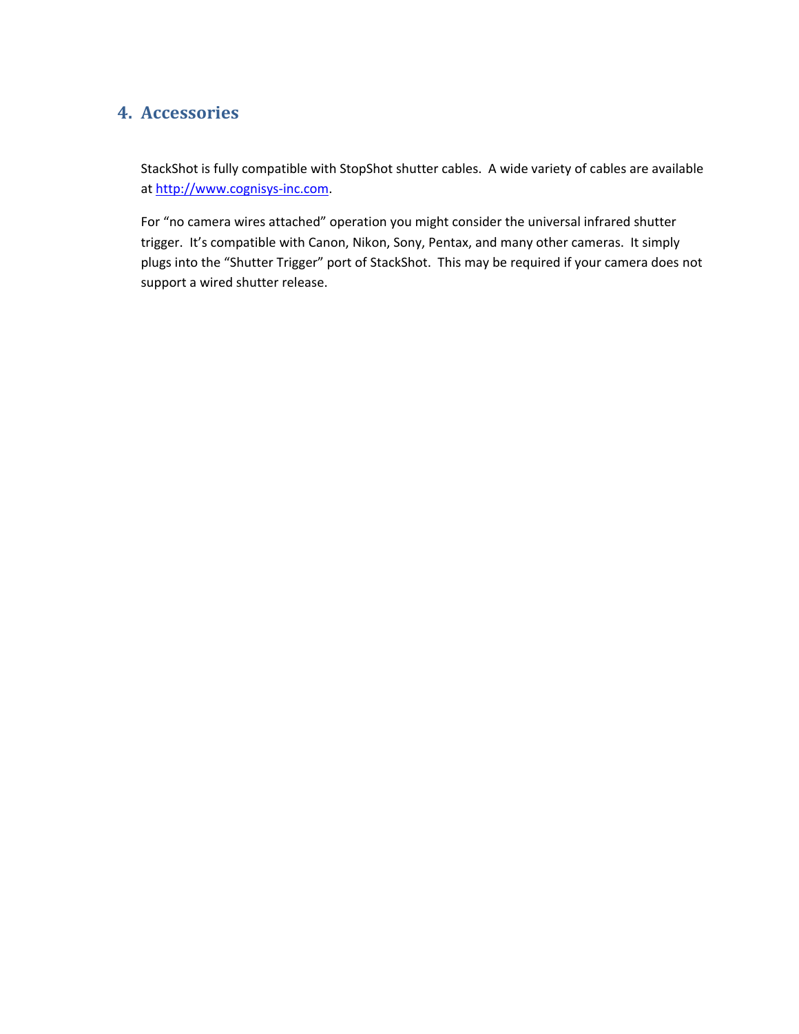## 4. Accessories

StackShot is fully compatible with StopShot shutter cables. A wide variety of cables are available at [http://www.cognisys-inc.com](http://www.cognisys-inc.com).

For "no camera wires attached" operation you might consider the universal infrared shutter trigger. It's compatible with Canon, Nikon, Sony, Pentax, and many other cameras. It simply plugs into the "Shutter Trigger" port of StackShot. This may be required if your camera does not support a wired shutter release.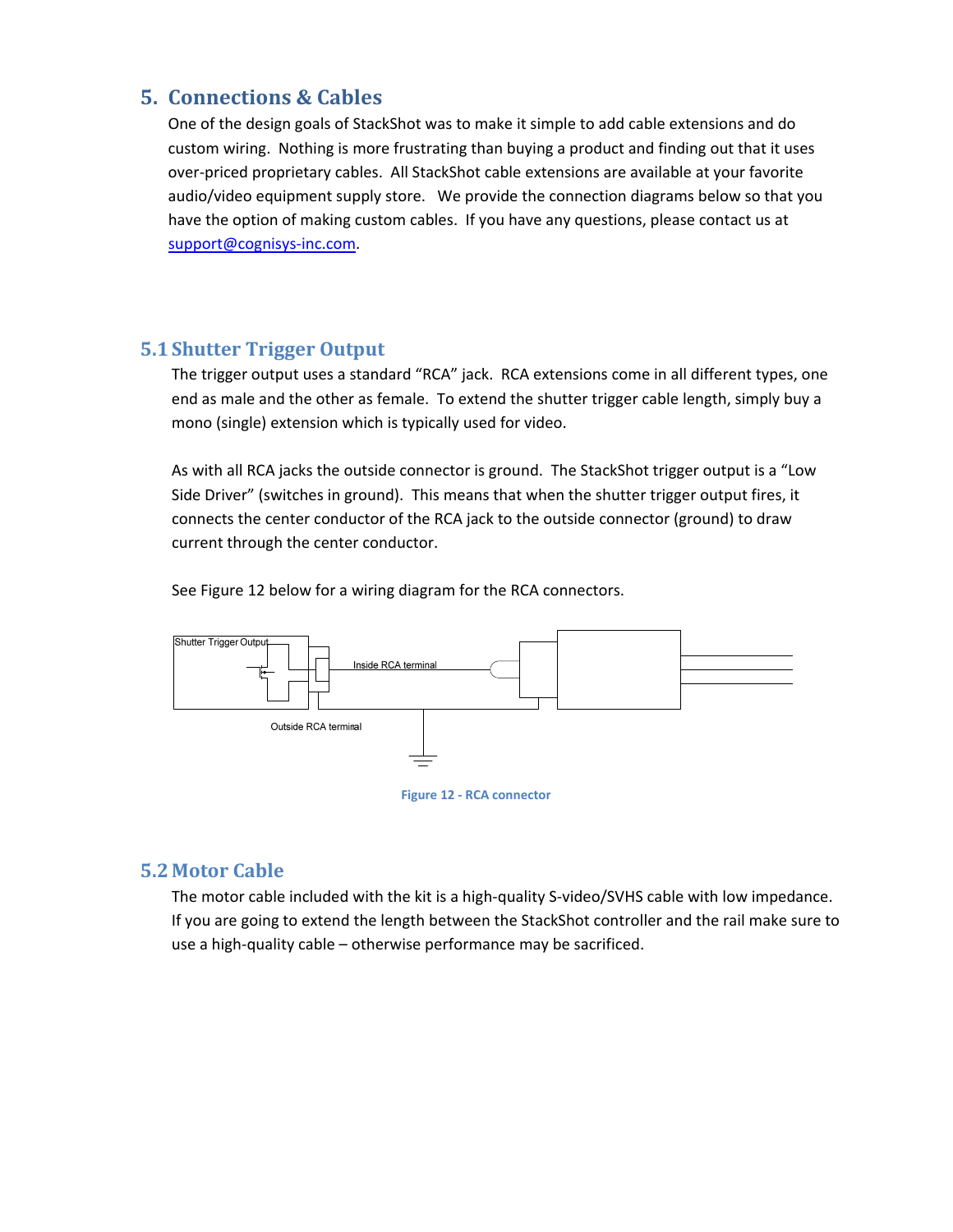## 5. Connections & Cables

One of the design goals of StackShot was to make it simple to add cable extensions and do custom wiring. Nothing is more frustrating than buying a product and finding out that it uses over-priced proprietary cables. All StackShot cable extensions are available at your favorite audio/video equipment supply store. We provide the connection diagrams below so that you have the option of making custom cables. If you have any questions, please contact us at support@cognisys-inc.com.

### 5.1 Shutter Trigger Output

The trigger output uses a standard "RCA" jack. RCA extensions come in all different types, one end as male and the other as female. To extend the shutter trigger cable length, simply buy a mono (single) extension which is typically used for video.

As with all RCA jacks the outside connector is ground. The StackShot trigger output is a "Low Side Driver" (switches in ground). This means that when the shutter trigger output fires, it connects the center conductor of the RCA jack to the outside connector (ground) to draw current through the center conductor.

See Figure 12 below for a wiring diagram for the RCA connectors.

Shutter Trigger Output

Inside RCA terminal

Outside RCA terminal

Figure 12 - RCA connector

### 5.2 Motor Cable

The motor cable included with the kit is a high-quality S-video/SVHS cable with low impedance. If you are going to extend the length between the StackShot controller and the rail make sure to use a high-quality cable – otherwise performance may be sacrificed.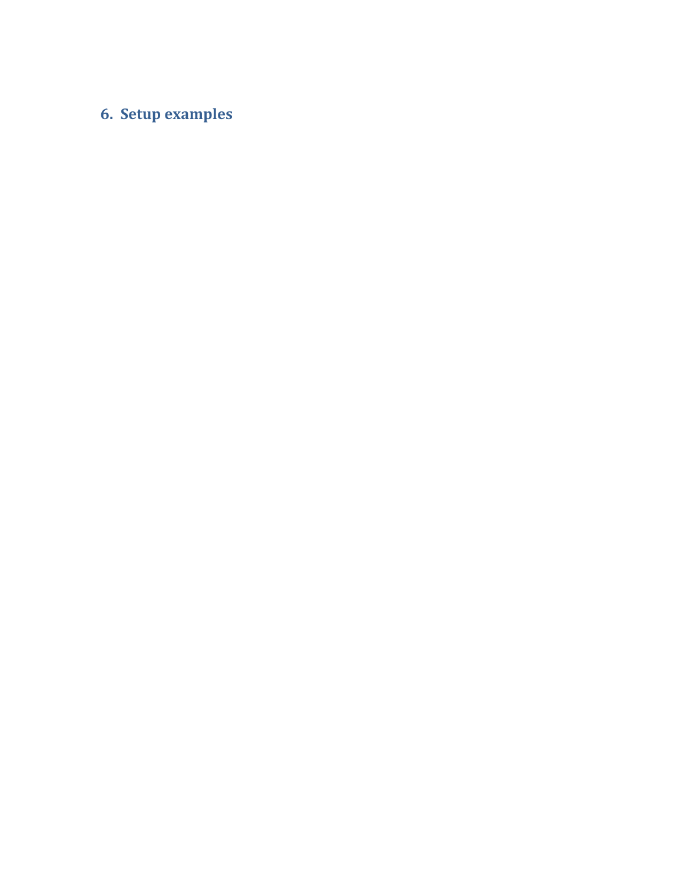## 6. Setup examples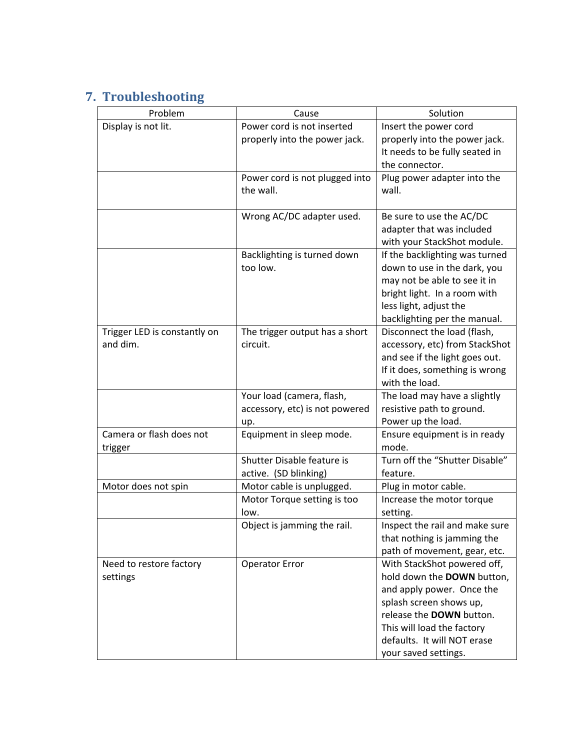## 7. Troubleshooting

| Problem | Cause | Solution |
|---|---|---|
| Display is not lit. | Power cord is not inserted properly into the power jack. | Insert the power cord properly into the power jack. It needs to be fully seated in the connector. |
| | Power cord is not plugged into the wall. | Plug power adapter into the wall. |
| | Wrong AC/DC adapter used. | Be sure to use the AC/DC adapter that was included with your StackShot module. |
| | Backlighting is turned down too low. | If the backlighting was turned down to use in the dark, you may not be able to see it in bright light. In a room with less light, adjust the backlighting per the manual. |
| Trigger LED is constantly on and dim. | The trigger output has a short circuit. | Disconnect the load (flash, accessory, etc) from StackShot and see if the light goes out. If it does, something is wrong with the load. |
| | Your load (camera, flash, accessory, etc) is not powered up. | The load may have a slightly resistive path to ground. Power up the load. |
| Camera or flash does not trigger | Equipment in sleep mode. | Ensure equipment is in ready mode. |
| | Shutter Disable feature is active. (SD blinking) | Turn off the "Shutter Disable" feature. |
| Motor does not spin | Motor cable is unplugged. | Plug in motor cable. |
| | Motor Torque setting is too low. | Increase the motor torque setting. |
| | Object is jamming the rail. | Inspect the rail and make sure that nothing is jamming the path of movement, gear, etc. |
| Need to restore factory settings | Operator Error | With StackShot powered off, hold down the **DOWN** button, and apply power. Once the splash screen shows up, release the **DOWN** button. This will load the factory defaults. It will NOT erase your saved settings. |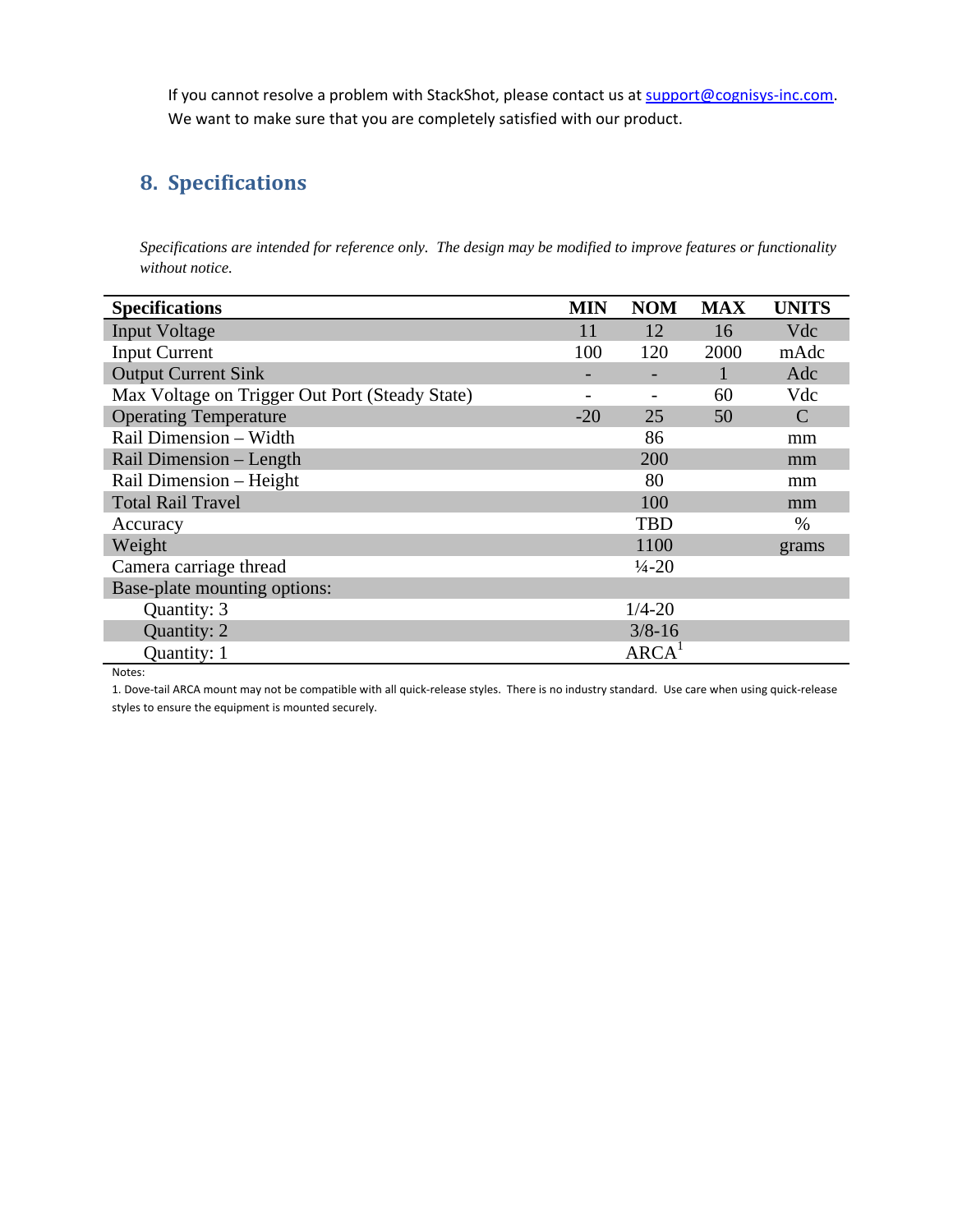If you cannot resolve a problem with StackShot, please contact us at support@cognisys-inc.com. We want to make sure that you are completely satisfied with our product.

## 8. Specifications

*Specifications are intended for reference only. The design may be modified to improve features or functionality without notice.*

| Specifications | MIN | NOM | MAX | UNITS |
|---|---|---|---|---|
| Input Voltage | 11 | 12 | 16 | Vdc |
| Input Current | 100 | 120 | 2000 | mAdc |
| Output Current Sink | - | - | 1 | Adc |
| Max Voltage on Trigger Out Port (Steady State) | - | - | 60 | Vdc |
| Operating Temperature | -20 | 25 | 50 | C |
| Rail Dimension – Width | | 86 | | mm |
| Rail Dimension – Length | | 200 | | mm |
| Rail Dimension – Height | | 80 | | mm |
| Total Rail Travel | | 100 | | mm |
| Accuracy | | TBD | | % |
| Weight | | 1100 | | grams |
| Camera carriage thread | | ¼-20 | | |
| Base-plate mounting options: | | | | |
| Quantity: 3 | | 1/4-20 | | |
| Quantity: 2 | | 3/8-16 | | |
| Quantity: 1 | | ARCA[1] | | |

Notes:

1. Dove-tail ARCA mount may not be compatible with all quick-release styles. There is no industry standard. Use care when using quick-release styles to ensure the equipment is mounted securely.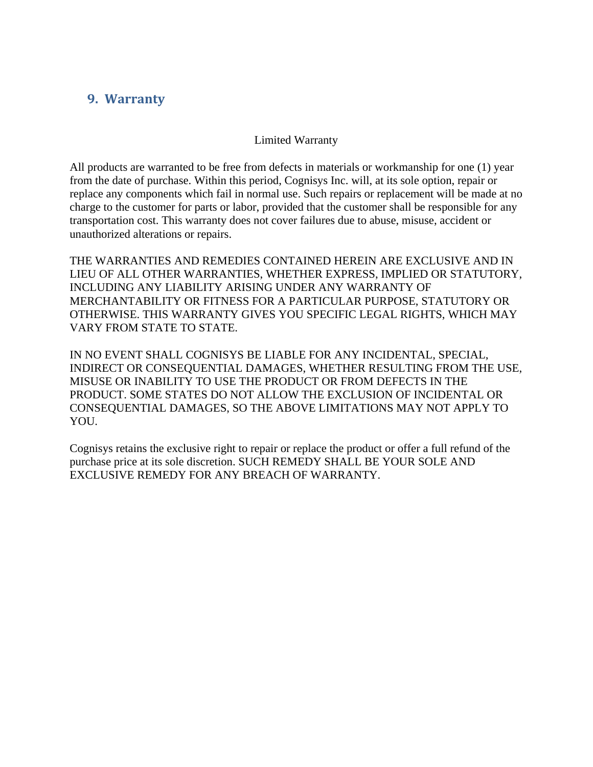## 9. Warranty

Limited Warranty

All products are warranted to be free from defects in materials or workmanship for one (1) year from the date of purchase. Within this period, Cognisys Inc. will, at its sole option, repair or replace any components which fail in normal use. Such repairs or replacement will be made at no charge to the customer for parts or labor, provided that the customer shall be responsible for any transportation cost. This warranty does not cover failures due to abuse, misuse, accident or unauthorized alterations or repairs.

THE WARRANTIES AND REMEDIES CONTAINED HEREIN ARE EXCLUSIVE AND IN LIEU OF ALL OTHER WARRANTIES, WHETHER EXPRESS, IMPLIED OR STATUTORY, INCLUDING ANY LIABILITY ARISING UNDER ANY WARRANTY OF MERCHANTABILITY OR FITNESS FOR A PARTICULAR PURPOSE, STATUTORY OR OTHERWISE. THIS WARRANTY GIVES YOU SPECIFIC LEGAL RIGHTS, WHICH MAY VARY FROM STATE TO STATE.

IN NO EVENT SHALL COGNISYS BE LIABLE FOR ANY INCIDENTAL, SPECIAL, INDIRECT OR CONSEQUENTIAL DAMAGES, WHETHER RESULTING FROM THE USE, MISUSE OR INABILITY TO USE THE PRODUCT OR FROM DEFECTS IN THE PRODUCT. SOME STATES DO NOT ALLOW THE EXCLUSION OF INCIDENTAL OR CONSEQUENTIAL DAMAGES, SO THE ABOVE LIMITATIONS MAY NOT APPLY TO YOU.

Cognisys retains the exclusive right to repair or replace the product or offer a full refund of the purchase price at its sole discretion. SUCH REMEDY SHALL BE YOUR SOLE AND EXCLUSIVE REMEDY FOR ANY BREACH OF WARRANTY.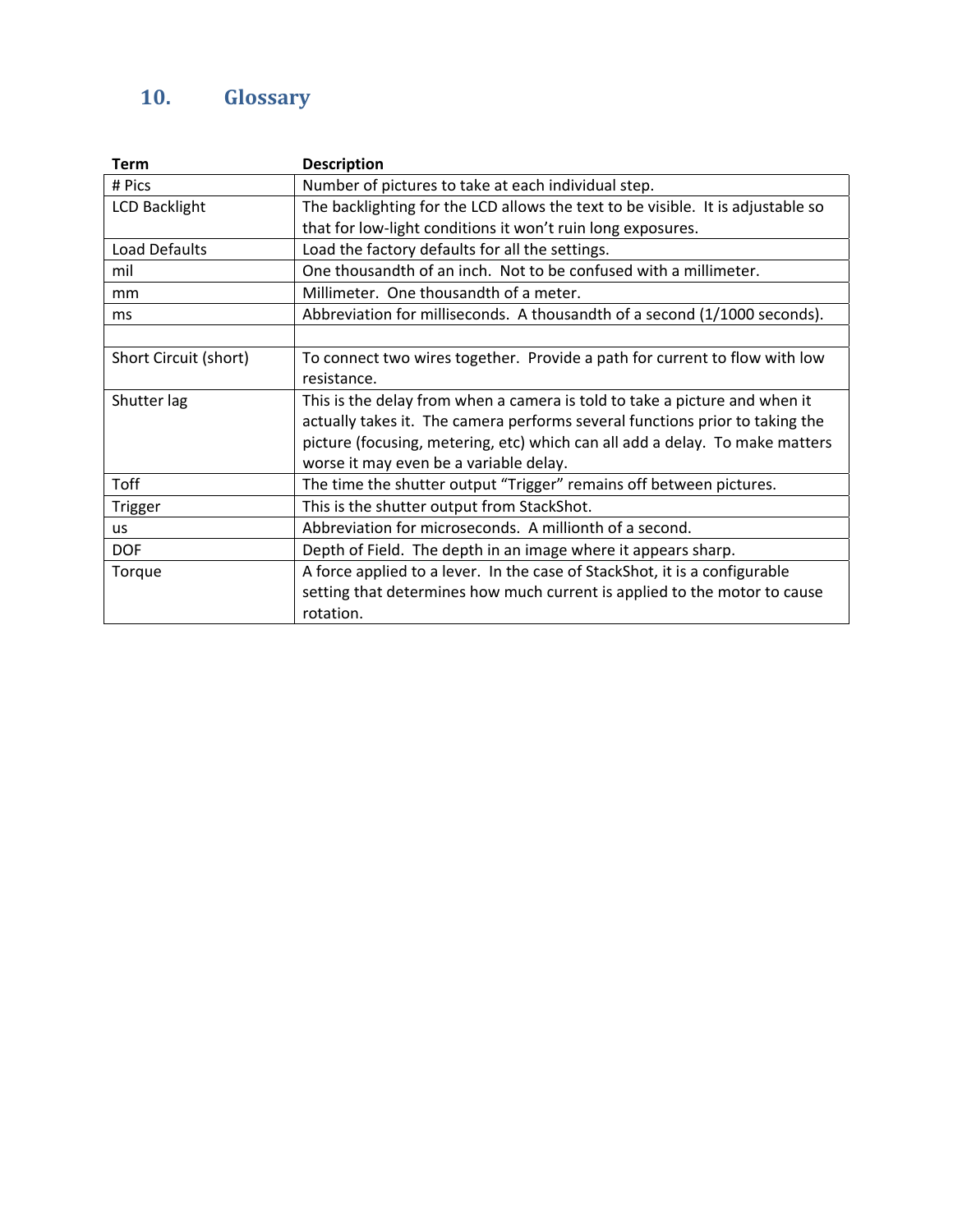## 10. Glossary

| Term | Description |
|---|---|
| # Pics | Number of pictures to take at each individual step. |
| LCD Backlight | The backlighting for the LCD allows the text to be visible. It is adjustable so that for low-light conditions it won't ruin long exposures. |
| Load Defaults | Load the factory defaults for all the settings. |
| mil | One thousandth of an inch. Not to be confused with a millimeter. |
| mm | Millimeter. One thousandth of a meter. |
| ms | Abbreviation for milliseconds. A thousandth of a second (1/1000 seconds). |
| | |
| Short Circuit (short) | To connect two wires together. Provide a path for current to flow with low resistance. |
| Shutter lag | This is the delay from when a camera is told to take a picture and when it actually takes it. The camera performs several functions prior to taking the picture (focusing, metering, etc) which can all add a delay. To make matters worse it may even be a variable delay. |
| Toff | The time the shutter output "Trigger" remains off between pictures. |
| Trigger | This is the shutter output from StackShot. |
| us | Abbreviation for microseconds. A millionth of a second. |
| DOF | Depth of Field. The depth in an image where it appears sharp. |
| Torque | A force applied to a lever. In the case of StackShot, it is a configurable setting that determines how much current is applied to the motor to cause rotation. |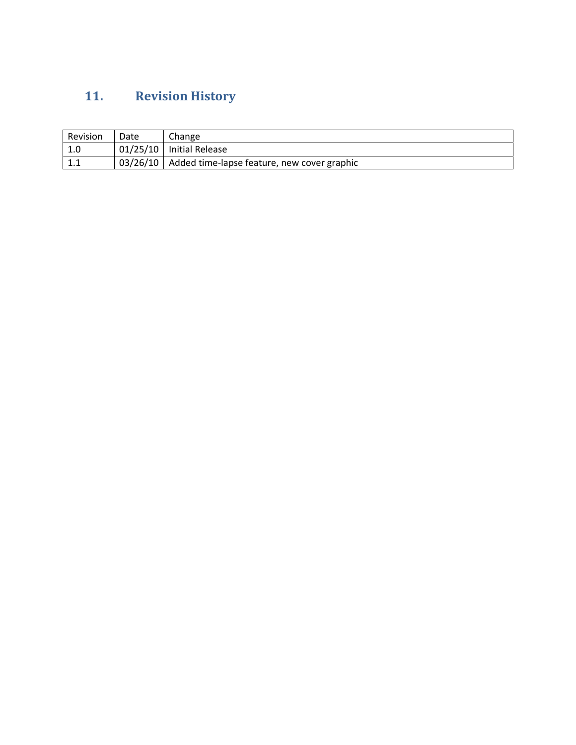## 11. Revision History

| Revision | Date | Change |
| --- | --- | --- |
| 1.0 | 01/25/10 | Initial Release |
| 1.1 | 03/26/10 | Added time-lapse feature, new cover graphic |